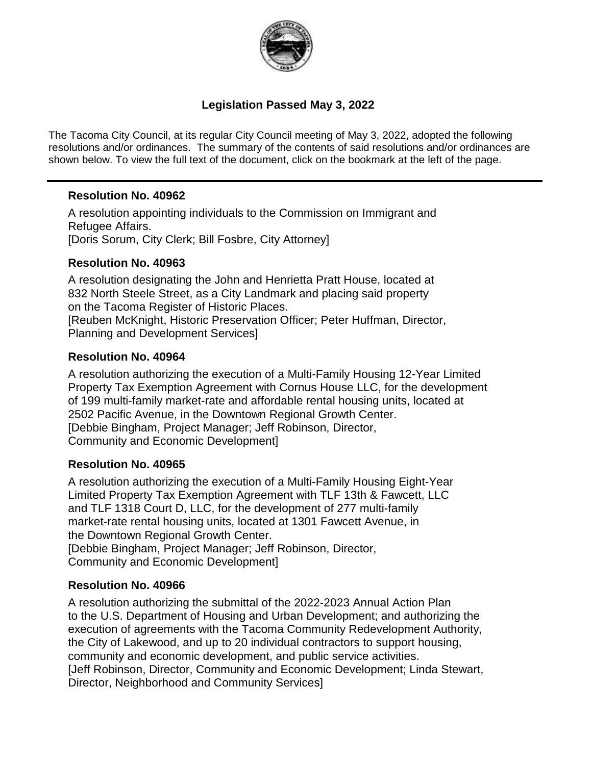# Legislation Passed May 3, 2022

The Tacoma City Council, at its regular City Council meeting of May 3, 2022, adopted the following resolutions and/or ordinances. The summary of the contents of said resolutions and/or ordinances are shown below. To view the full text of the document, click on the bookmark at the left of the page.

---

### Resolution No. 40962

A resolution appointing individuals to the Commission on Immigrant and Refugee Affairs.
[Doris Sorum, City Clerk; Bill Fosbre, City Attorney]

### Resolution No. 40963

A resolution designating the John and Henrietta Pratt House, located at 832 North Steele Street, as a City Landmark and placing said property on the Tacoma Register of Historic Places.
[Reuben McKnight, Historic Preservation Officer; Peter Huffman, Director, Planning and Development Services]

### Resolution No. 40964

A resolution authorizing the execution of a Multi-Family Housing 12-Year Limited Property Tax Exemption Agreement with Cornus House LLC, for the development of 199 multi-family market-rate and affordable rental housing units, located at 2502 Pacific Avenue, in the Downtown Regional Growth Center.
[Debbie Bingham, Project Manager; Jeff Robinson, Director, Community and Economic Development]

### Resolution No. 40965

A resolution authorizing the execution of a Multi-Family Housing Eight-Year Limited Property Tax Exemption Agreement with TLF 13th & Fawcett, LLC and TLF 1318 Court D, LLC, for the development of 277 multi-family market-rate rental housing units, located at 1301 Fawcett Avenue, in the Downtown Regional Growth Center.
[Debbie Bingham, Project Manager; Jeff Robinson, Director, Community and Economic Development]

### Resolution No. 40966

A resolution authorizing the submittal of the 2022-2023 Annual Action Plan to the U.S. Department of Housing and Urban Development; and authorizing the execution of agreements with the Tacoma Community Redevelopment Authority, the City of Lakewood, and up to 20 individual contractors to support housing, community and economic development, and public service activities.
[Jeff Robinson, Director, Community and Economic Development; Linda Stewart, Director, Neighborhood and Community Services]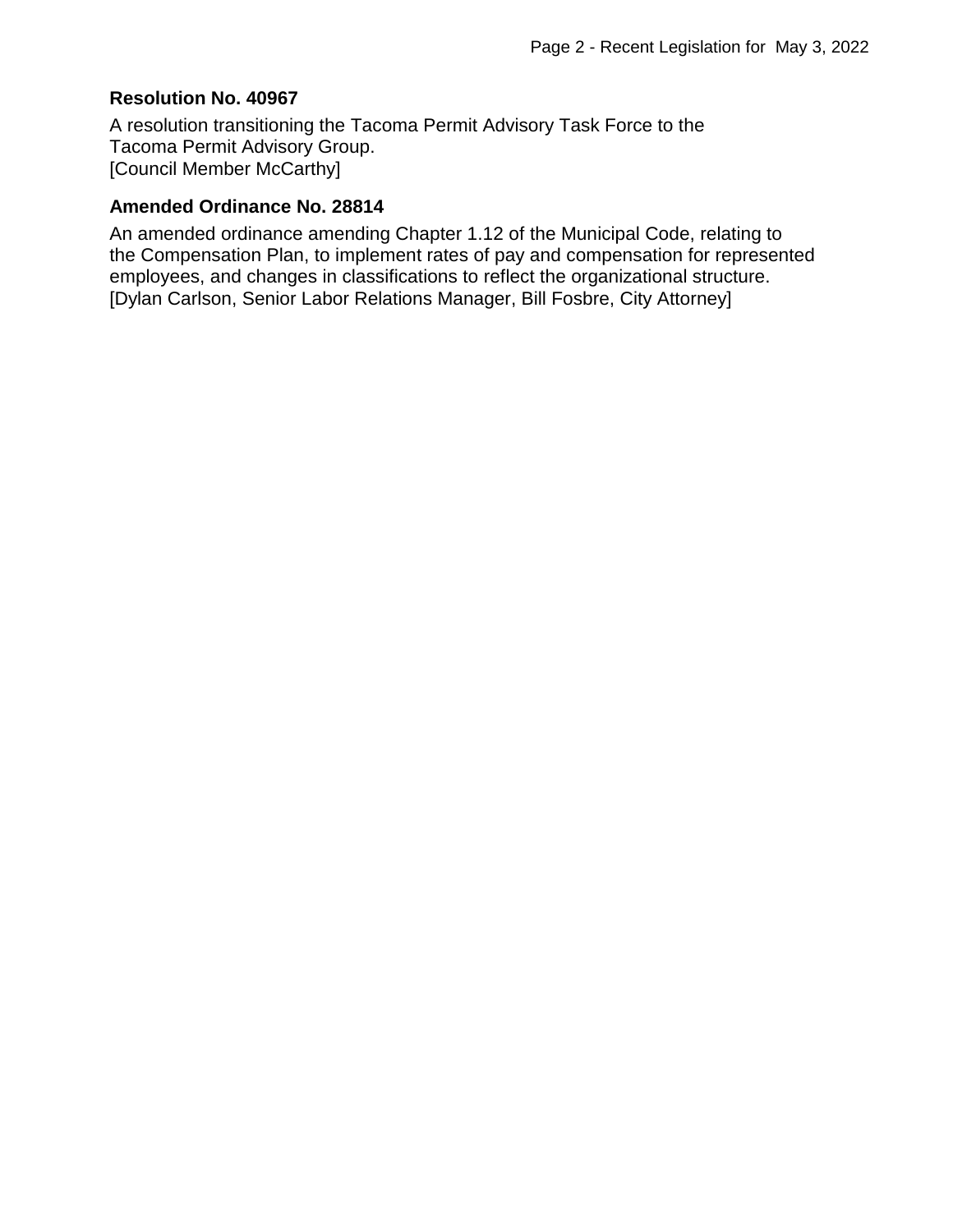**Resolution No. 40967**

A resolution transitioning the Tacoma Permit Advisory Task Force to the Tacoma Permit Advisory Group.
[Council Member McCarthy]

**Amended Ordinance No. 28814**

An amended ordinance amending Chapter 1.12 of the Municipal Code, relating to the Compensation Plan, to implement rates of pay and compensation for represented employees, and changes in classifications to reflect the organizational structure.
[Dylan Carlson, Senior Labor Relations Manager, Bill Fosbre, City Attorney]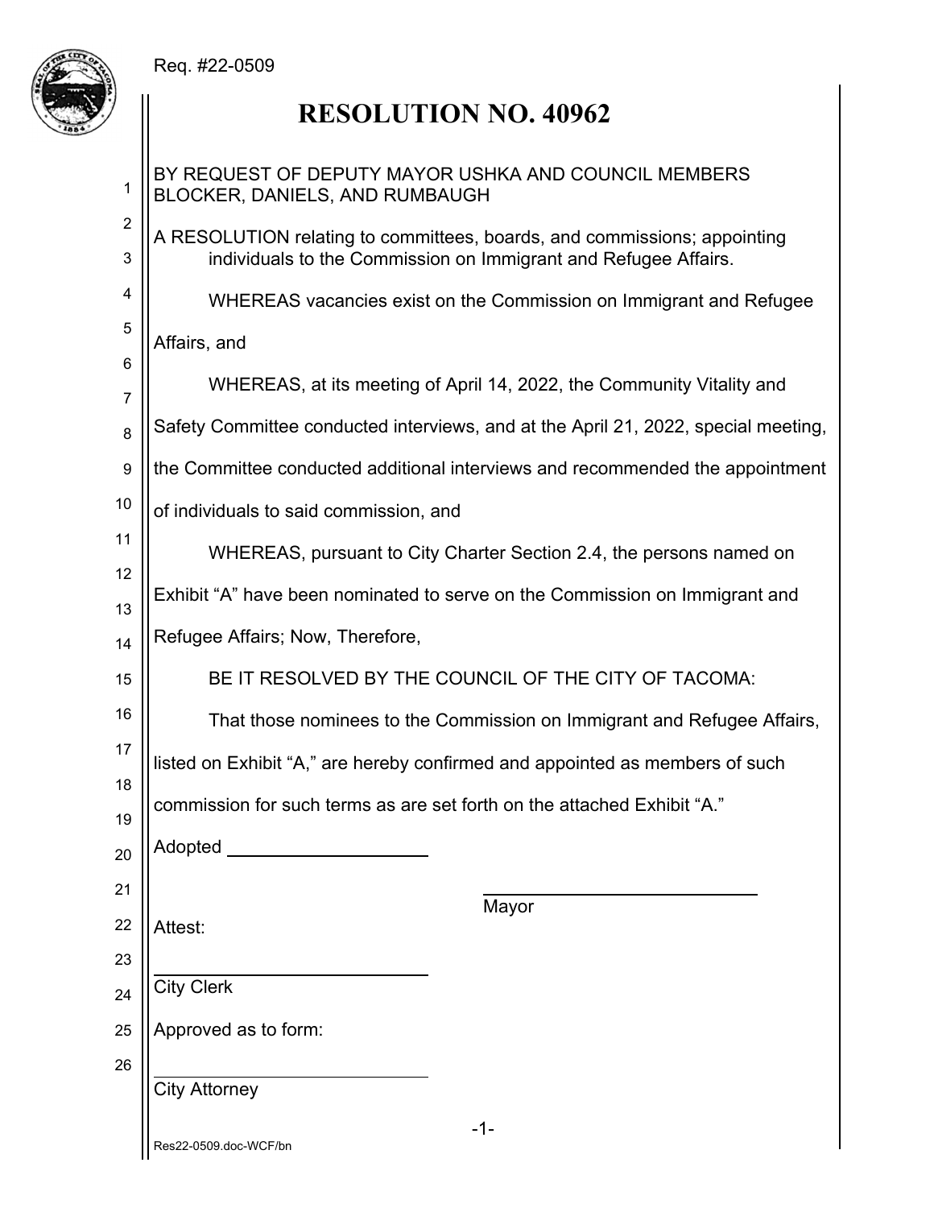Req. #22-0509

# RESOLUTION NO. 40962

BY REQUEST OF DEPUTY MAYOR USHKA AND COUNCIL MEMBERS BLOCKER, DANIELS, AND RUMBAUGH

A RESOLUTION relating to committees, boards, and commissions; appointing individuals to the Commission on Immigrant and Refugee Affairs.

WHEREAS vacancies exist on the Commission on Immigrant and Refugee Affairs, and

WHEREAS, at its meeting of April 14, 2022, the Community Vitality and Safety Committee conducted interviews, and at the April 21, 2022, special meeting, the Committee conducted additional interviews and recommended the appointment of individuals to said commission, and

WHEREAS, pursuant to City Charter Section 2.4, the persons named on Exhibit "A" have been nominated to serve on the Commission on Immigrant and Refugee Affairs; Now, Therefore,

BE IT RESOLVED BY THE COUNCIL OF THE CITY OF TACOMA:

That those nominees to the Commission on Immigrant and Refugee Affairs, listed on Exhibit "A," are hereby confirmed and appointed as members of such commission for such terms as are set forth on the attached Exhibit "A."

Adopted ____________________

____________________________
Mayor

Attest:

____________________________
City Clerk

Approved as to form:

____________________________
City Attorney

Res22-0509.doc-WCF/bn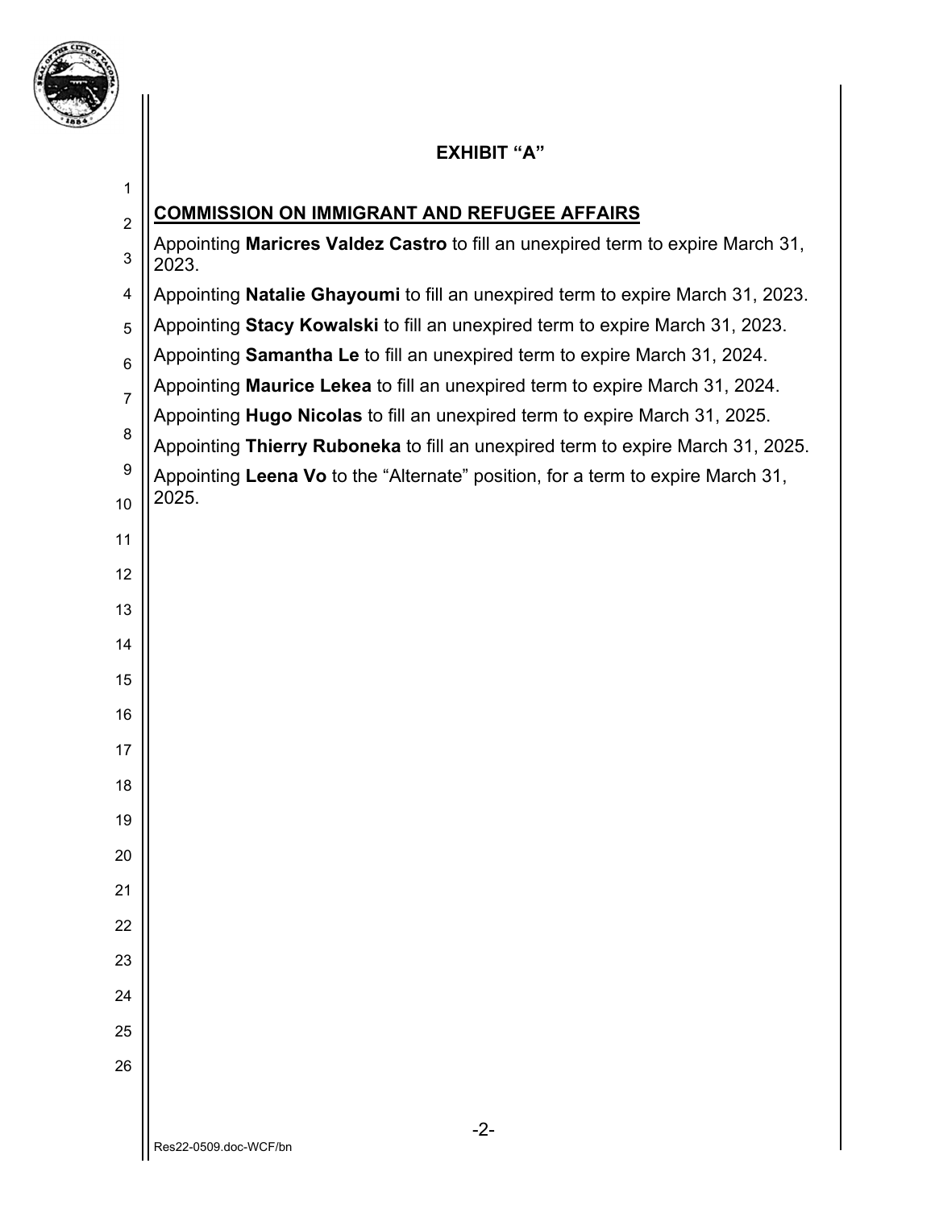## EXHIBIT "A"

**COMMISSION ON IMMIGRANT AND REFUGEE AFFAIRS**

Appointing **Maricres Valdez Castro** to fill an unexpired term to expire March 31, 2023.

Appointing **Natalie Ghayoumi** to fill an unexpired term to expire March 31, 2023.

Appointing **Stacy Kowalski** to fill an unexpired term to expire March 31, 2023.

Appointing **Samantha Le** to fill an unexpired term to expire March 31, 2024.

Appointing **Maurice Lekea** to fill an unexpired term to expire March 31, 2024.

Appointing **Hugo Nicolas** to fill an unexpired term to expire March 31, 2025.

Appointing **Thierry Ruboneka** to fill an unexpired term to expire March 31, 2025.

Appointing **Leena Vo** to the "Alternate" position, for a term to expire March 31, 2025.

Res22-0509.doc-WCF/bn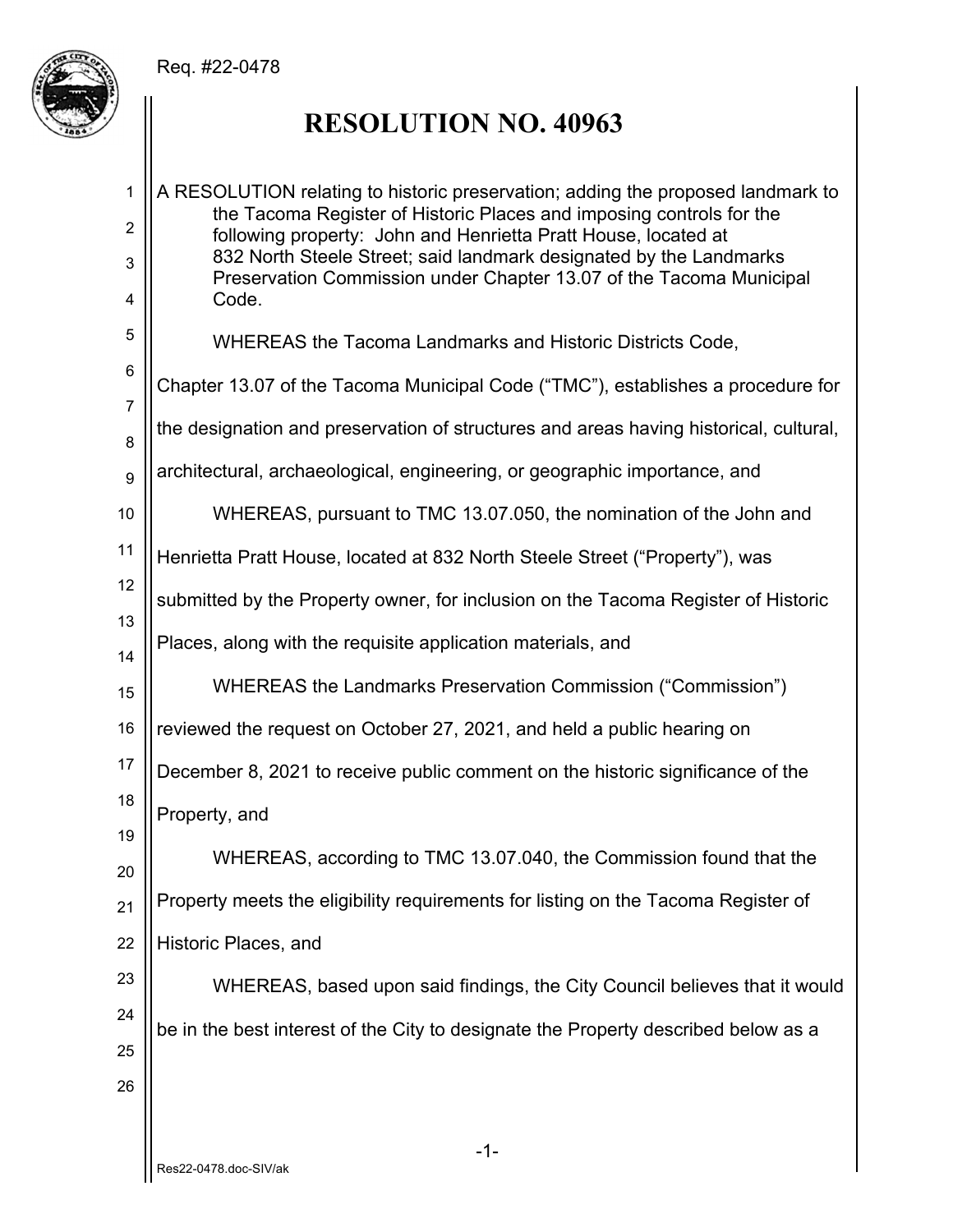Req. #22-0478

# RESOLUTION NO. 40963

A RESOLUTION relating to historic preservation; adding the proposed landmark to the Tacoma Register of Historic Places and imposing controls for the following property: John and Henrietta Pratt House, located at 832 North Steele Street; said landmark designated by the Landmarks Preservation Commission under Chapter 13.07 of the Tacoma Municipal Code.

WHEREAS the Tacoma Landmarks and Historic Districts Code, Chapter 13.07 of the Tacoma Municipal Code ("TMC"), establishes a procedure for the designation and preservation of structures and areas having historical, cultural, architectural, archaeological, engineering, or geographic importance, and

WHEREAS, pursuant to TMC 13.07.050, the nomination of the John and Henrietta Pratt House, located at 832 North Steele Street ("Property"), was submitted by the Property owner, for inclusion on the Tacoma Register of Historic Places, along with the requisite application materials, and

WHEREAS the Landmarks Preservation Commission ("Commission") reviewed the request on October 27, 2021, and held a public hearing on December 8, 2021 to receive public comment on the historic significance of the Property, and

WHEREAS, according to TMC 13.07.040, the Commission found that the Property meets the eligibility requirements for listing on the Tacoma Register of Historic Places, and

WHEREAS, based upon said findings, the City Council believes that it would be in the best interest of the City to designate the Property described below as a

Res22-0478.doc-SIV/ak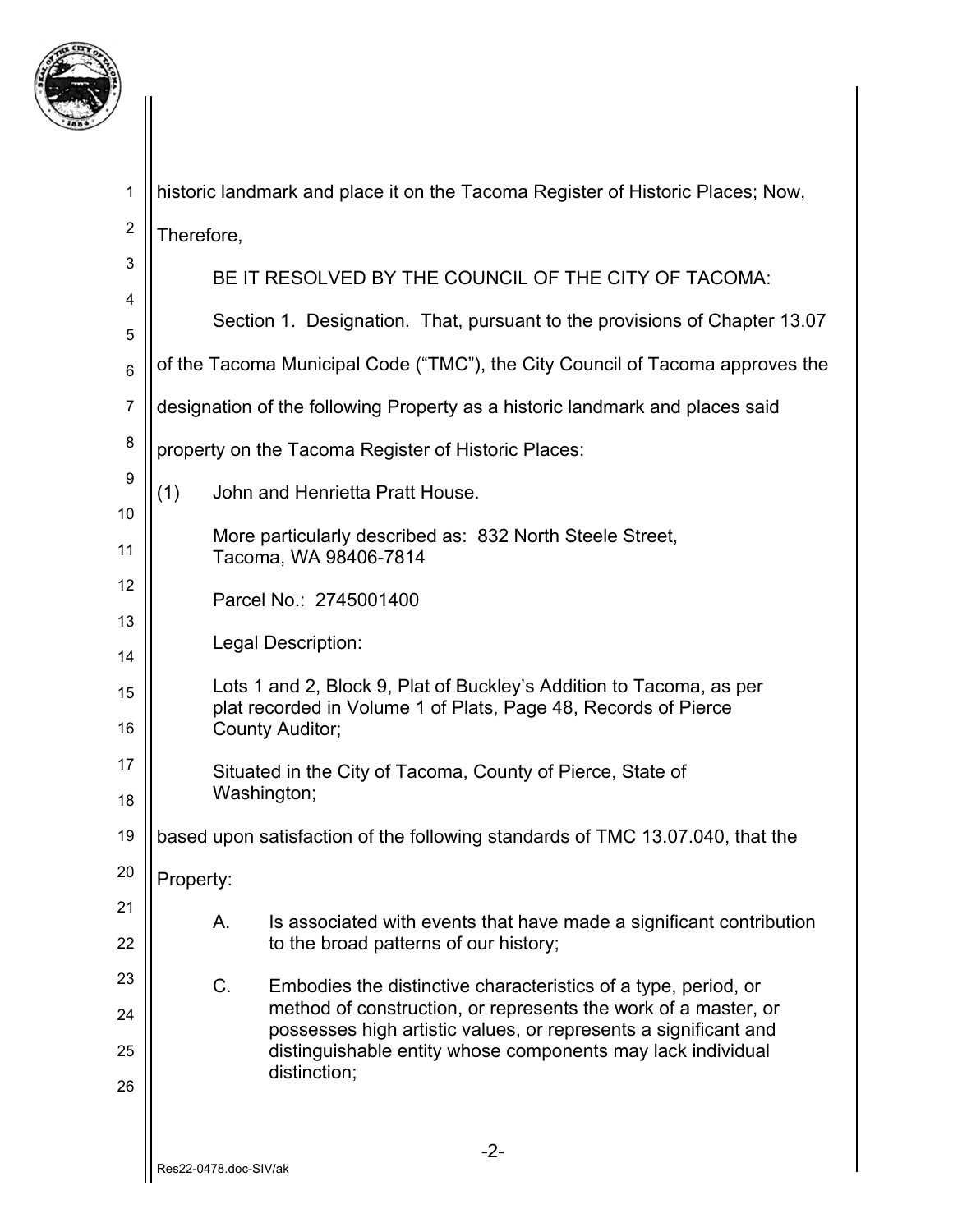historic landmark and place it on the Tacoma Register of Historic Places; Now, Therefore,

BE IT RESOLVED BY THE COUNCIL OF THE CITY OF TACOMA:

Section 1. Designation. That, pursuant to the provisions of Chapter 13.07 of the Tacoma Municipal Code ("TMC"), the City Council of Tacoma approves the designation of the following Property as a historic landmark and places said property on the Tacoma Register of Historic Places:

(1) John and Henrietta Pratt House.

More particularly described as: 832 North Steele Street, Tacoma, WA 98406-7814

Parcel No.: 2745001400

Legal Description:

Lots 1 and 2, Block 9, Plat of Buckley's Addition to Tacoma, as per plat recorded in Volume 1 of Plats, Page 48, Records of Pierce County Auditor;

Situated in the City of Tacoma, County of Pierce, State of Washington;

based upon satisfaction of the following standards of TMC 13.07.040, that the Property:

A. Is associated with events that have made a significant contribution to the broad patterns of our history;

C. Embodies the distinctive characteristics of a type, period, or method of construction, or represents the work of a master, or possesses high artistic values, or represents a significant and distinguishable entity whose components may lack individual distinction;

Res22-0478.doc-SIV/ak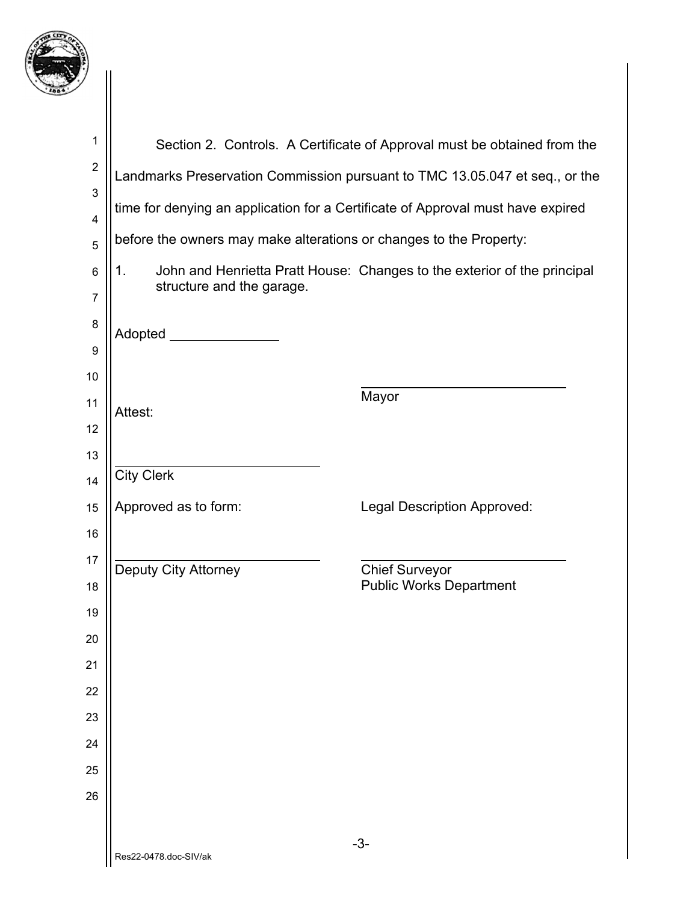Section 2. Controls. A Certificate of Approval must be obtained from the Landmarks Preservation Commission pursuant to TMC 13.05.047 et seq., or the time for denying an application for a Certificate of Approval must have expired before the owners may make alterations or changes to the Property:

1. John and Henrietta Pratt House: Changes to the exterior of the principal structure and the garage.

Adopted ______________

______________________________
Mayor

Attest:

______________________________
City Clerk

Approved as to form:

______________________________
Deputy City Attorney

Legal Description Approved:

______________________________
Chief Surveyor
Public Works Department

Res22-0478.doc-SIV/ak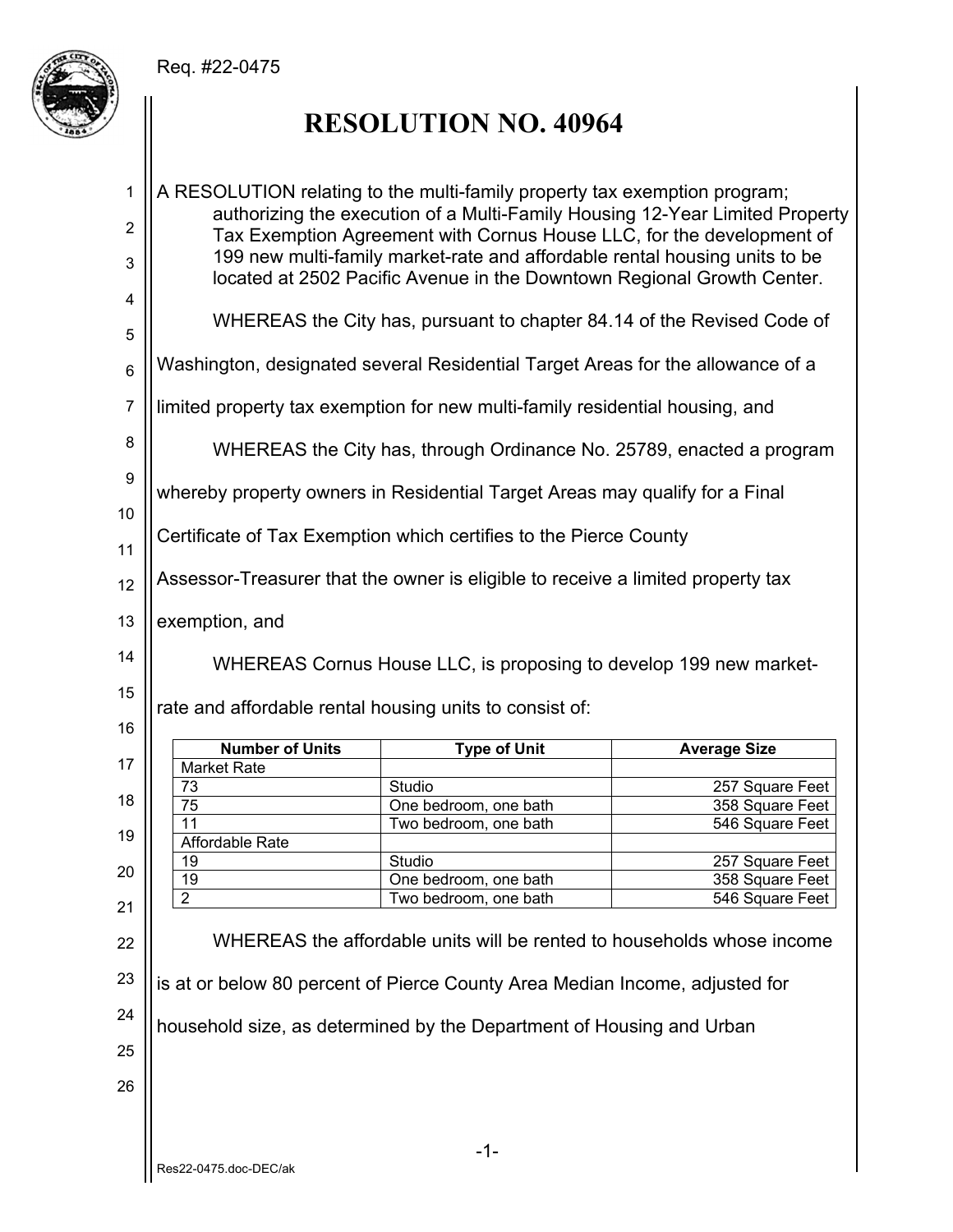Req. #22-0475

# RESOLUTION NO. 40964

A RESOLUTION relating to the multi-family property tax exemption program; authorizing the execution of a Multi-Family Housing 12-Year Limited Property Tax Exemption Agreement with Cornus House LLC, for the development of 199 new multi-family market-rate and affordable rental housing units to be located at 2502 Pacific Avenue in the Downtown Regional Growth Center.

WHEREAS the City has, pursuant to chapter 84.14 of the Revised Code of Washington, designated several Residential Target Areas for the allowance of a limited property tax exemption for new multi-family residential housing, and

WHEREAS the City has, through Ordinance No. 25789, enacted a program whereby property owners in Residential Target Areas may qualify for a Final Certificate of Tax Exemption which certifies to the Pierce County Assessor-Treasurer that the owner is eligible to receive a limited property tax exemption, and

WHEREAS Cornus House LLC, is proposing to develop 199 new market-rate and affordable rental housing units to consist of:

| Number of Units | Type of Unit | Average Size |
|---|---|---|
| Market Rate | | |
| 73 | Studio | 257 Square Feet |
| 75 | One bedroom, one bath | 358 Square Feet |
| 11 | Two bedroom, one bath | 546 Square Feet |
| Affordable Rate | | |
| 19 | Studio | 257 Square Feet |
| 19 | One bedroom, one bath | 358 Square Feet |
| 2 | Two bedroom, one bath | 546 Square Feet |

WHEREAS the affordable units will be rented to households whose income is at or below 80 percent of Pierce County Area Median Income, adjusted for household size, as determined by the Department of Housing and Urban

Res22-0475.doc-DEC/ak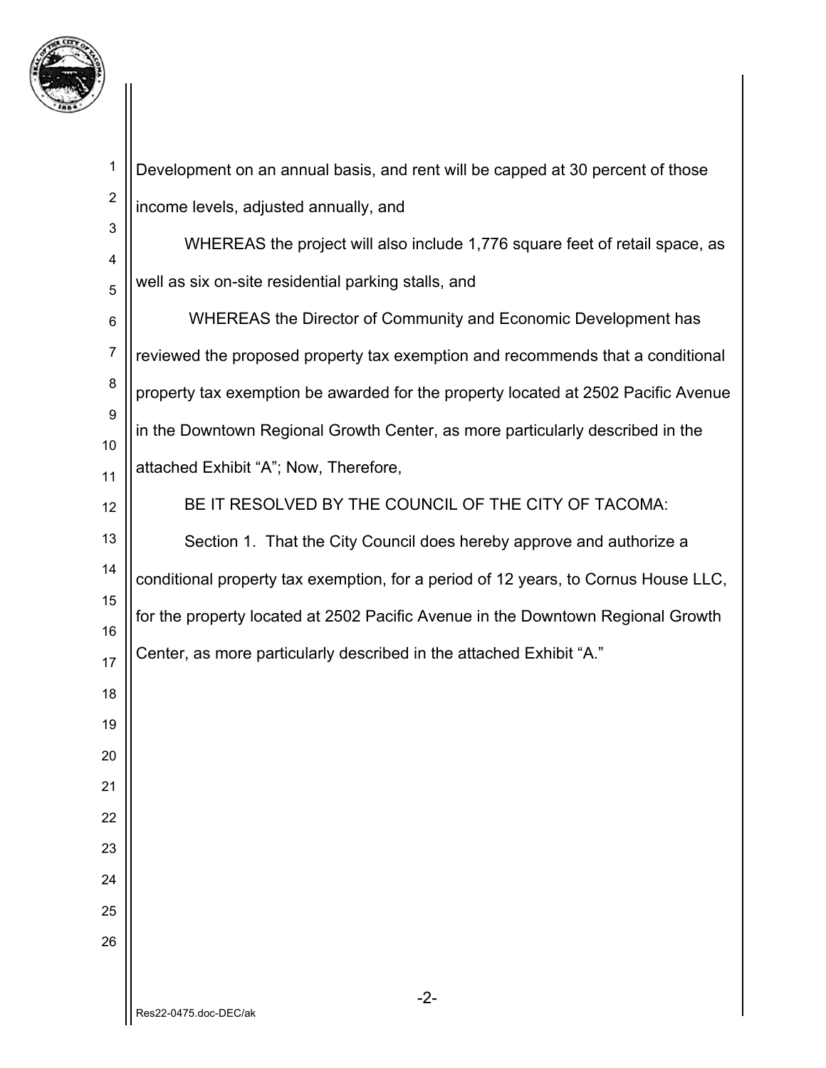Development on an annual basis, and rent will be capped at 30 percent of those income levels, adjusted annually, and

WHEREAS the project will also include 1,776 square feet of retail space, as well as six on-site residential parking stalls, and

WHEREAS the Director of Community and Economic Development has reviewed the proposed property tax exemption and recommends that a conditional property tax exemption be awarded for the property located at 2502 Pacific Avenue in the Downtown Regional Growth Center, as more particularly described in the attached Exhibit "A"; Now, Therefore,

BE IT RESOLVED BY THE COUNCIL OF THE CITY OF TACOMA:

Section 1. That the City Council does hereby approve and authorize a conditional property tax exemption, for a period of 12 years, to Cornus House LLC, for the property located at 2502 Pacific Avenue in the Downtown Regional Growth Center, as more particularly described in the attached Exhibit "A."

Res22-0475.doc-DEC/ak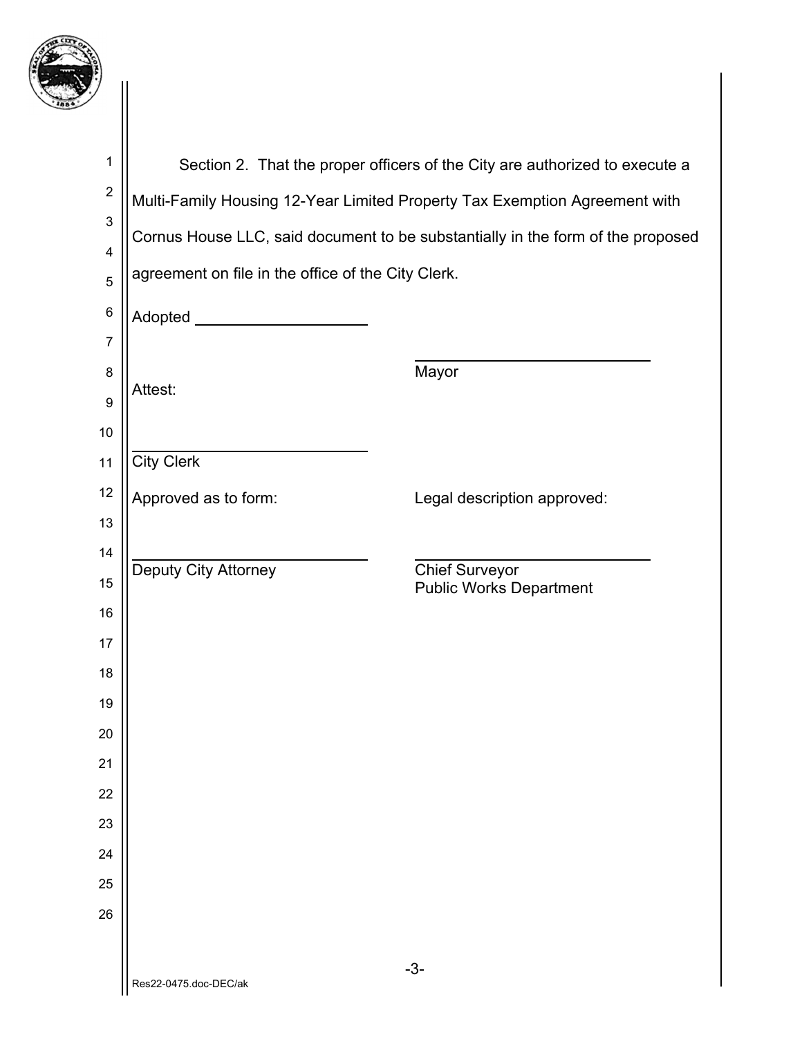Section 2. That the proper officers of the City are authorized to execute a Multi-Family Housing 12-Year Limited Property Tax Exemption Agreement with Cornus House LLC, said document to be substantially in the form of the proposed agreement on file in the office of the City Clerk.

Adopted ____________________

____________________________
Mayor

Attest:

____________________________
City Clerk

Approved as to form:

____________________________
Deputy City Attorney

Legal description approved:

____________________________
Chief Surveyor
Public Works Department

Res22-0475.doc-DEC/ak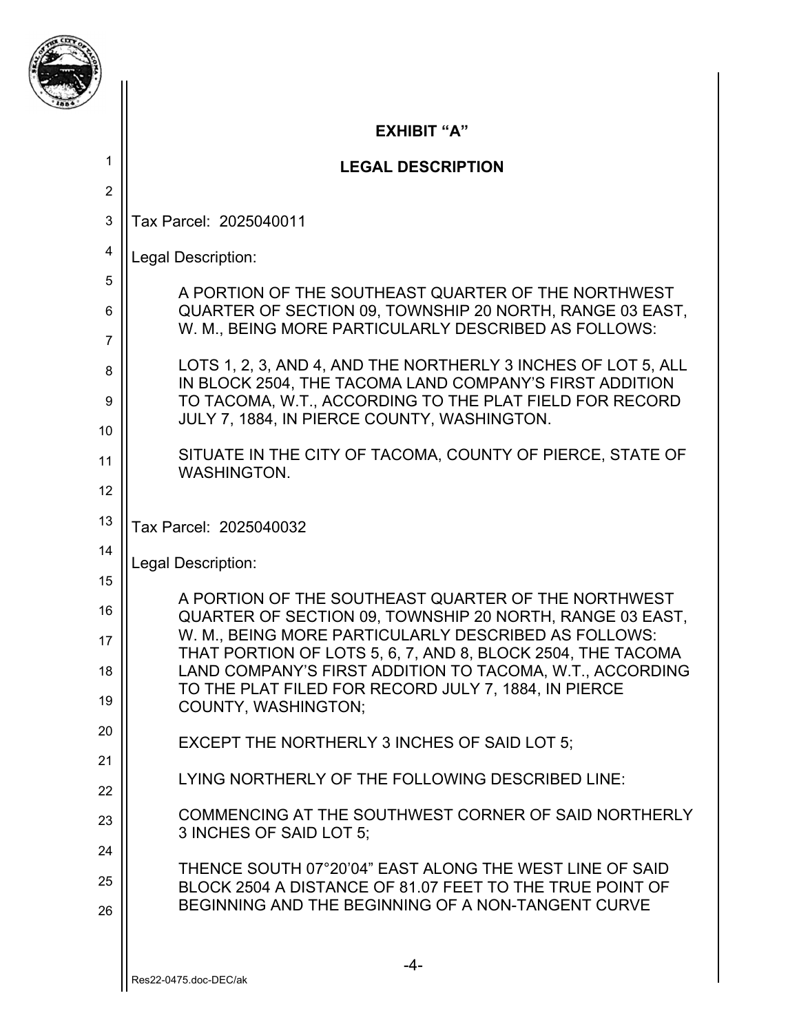## EXHIBIT "A"

## LEGAL DESCRIPTION

Tax Parcel: 2025040011

Legal Description:

A PORTION OF THE SOUTHEAST QUARTER OF THE NORTHWEST QUARTER OF SECTION 09, TOWNSHIP 20 NORTH, RANGE 03 EAST, W. M., BEING MORE PARTICULARLY DESCRIBED AS FOLLOWS:

LOTS 1, 2, 3, AND 4, AND THE NORTHERLY 3 INCHES OF LOT 5, ALL IN BLOCK 2504, THE TACOMA LAND COMPANY'S FIRST ADDITION TO TACOMA, W.T., ACCORDING TO THE PLAT FIELD FOR RECORD JULY 7, 1884, IN PIERCE COUNTY, WASHINGTON.

SITUATE IN THE CITY OF TACOMA, COUNTY OF PIERCE, STATE OF WASHINGTON.

Tax Parcel: 2025040032

Legal Description:

A PORTION OF THE SOUTHEAST QUARTER OF THE NORTHWEST QUARTER OF SECTION 09, TOWNSHIP 20 NORTH, RANGE 03 EAST, W. M., BEING MORE PARTICULARLY DESCRIBED AS FOLLOWS: THAT PORTION OF LOTS 5, 6, 7, AND 8, BLOCK 2504, THE TACOMA LAND COMPANY'S FIRST ADDITION TO TACOMA, W.T., ACCORDING TO THE PLAT FILED FOR RECORD JULY 7, 1884, IN PIERCE COUNTY, WASHINGTON;

EXCEPT THE NORTHERLY 3 INCHES OF SAID LOT 5;

LYING NORTHERLY OF THE FOLLOWING DESCRIBED LINE:

COMMENCING AT THE SOUTHWEST CORNER OF SAID NORTHERLY 3 INCHES OF SAID LOT 5;

THENCE SOUTH 07°20'04" EAST ALONG THE WEST LINE OF SAID BLOCK 2504 A DISTANCE OF 81.07 FEET TO THE TRUE POINT OF BEGINNING AND THE BEGINNING OF A NON-TANGENT CURVE

Res22-0475.doc-DEC/ak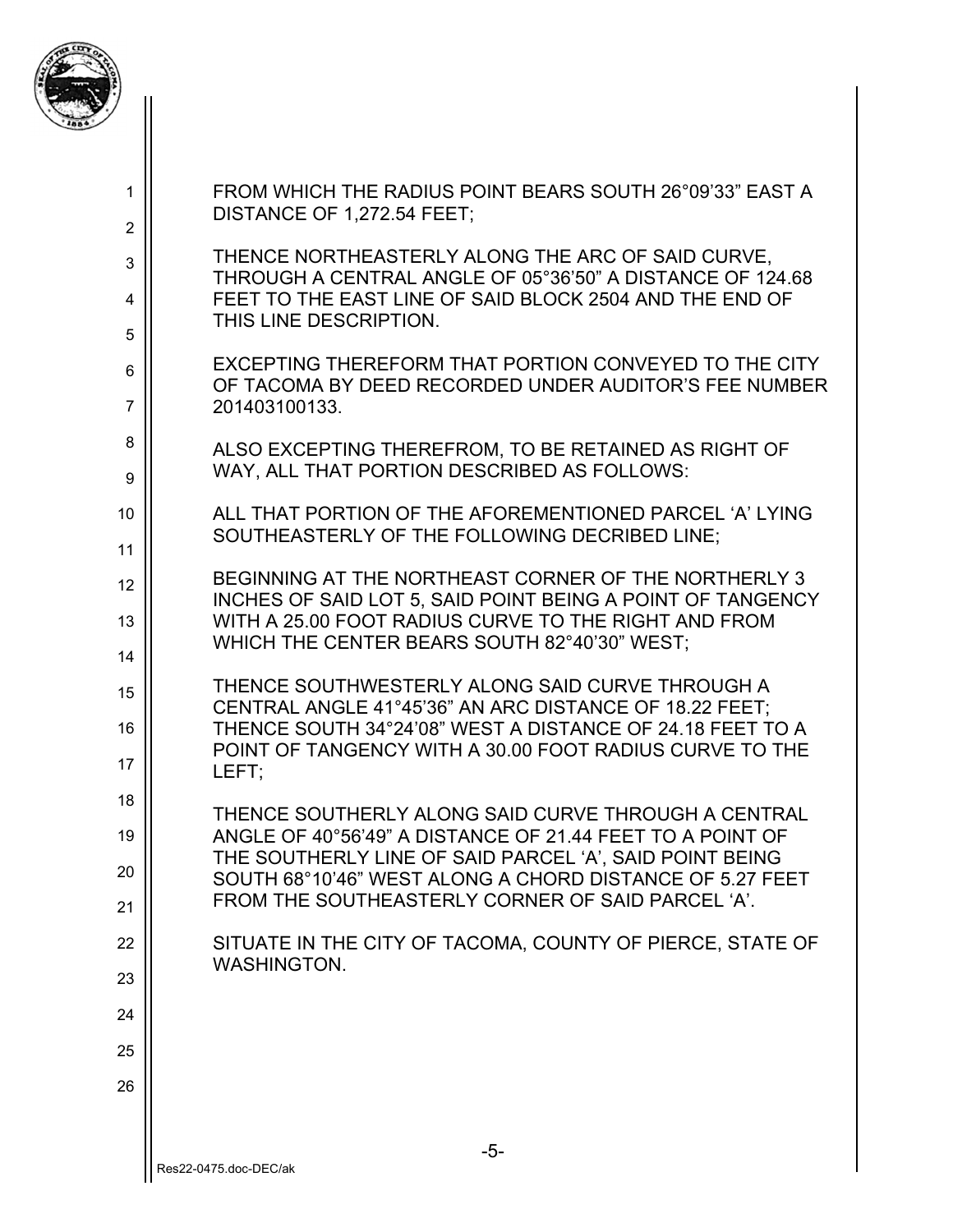FROM WHICH THE RADIUS POINT BEARS SOUTH 26°09'33" EAST A DISTANCE OF 1,272.54 FEET;

THENCE NORTHEASTERLY ALONG THE ARC OF SAID CURVE, THROUGH A CENTRAL ANGLE OF 05°36'50" A DISTANCE OF 124.68 FEET TO THE EAST LINE OF SAID BLOCK 2504 AND THE END OF THIS LINE DESCRIPTION.

EXCEPTING THEREFORM THAT PORTION CONVEYED TO THE CITY OF TACOMA BY DEED RECORDED UNDER AUDITOR'S FEE NUMBER 201403100133.

ALSO EXCEPTING THEREFROM, TO BE RETAINED AS RIGHT OF WAY, ALL THAT PORTION DESCRIBED AS FOLLOWS:

ALL THAT PORTION OF THE AFOREMENTIONED PARCEL 'A' LYING SOUTHEASTERLY OF THE FOLLOWING DECRIBED LINE;

BEGINNING AT THE NORTHEAST CORNER OF THE NORTHERLY 3 INCHES OF SAID LOT 5, SAID POINT BEING A POINT OF TANGENCY WITH A 25.00 FOOT RADIUS CURVE TO THE RIGHT AND FROM WHICH THE CENTER BEARS SOUTH 82°40'30" WEST;

THENCE SOUTHWESTERLY ALONG SAID CURVE THROUGH A CENTRAL ANGLE 41°45'36" AN ARC DISTANCE OF 18.22 FEET; THENCE SOUTH 34°24'08" WEST A DISTANCE OF 24.18 FEET TO A POINT OF TANGENCY WITH A 30.00 FOOT RADIUS CURVE TO THE LEFT;

THENCE SOUTHERLY ALONG SAID CURVE THROUGH A CENTRAL ANGLE OF 40°56'49" A DISTANCE OF 21.44 FEET TO A POINT OF THE SOUTHERLY LINE OF SAID PARCEL 'A', SAID POINT BEING SOUTH 68°10'46" WEST ALONG A CHORD DISTANCE OF 5.27 FEET FROM THE SOUTHEASTERLY CORNER OF SAID PARCEL 'A'.

SITUATE IN THE CITY OF TACOMA, COUNTY OF PIERCE, STATE OF WASHINGTON.

Res22-0475.doc-DEC/ak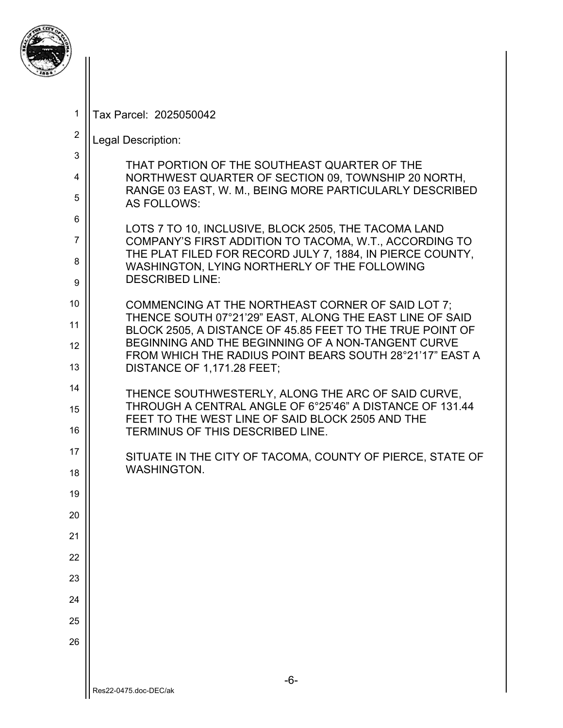Tax Parcel: 2025050042

Legal Description:

THAT PORTION OF THE SOUTHEAST QUARTER OF THE NORTHWEST QUARTER OF SECTION 09, TOWNSHIP 20 NORTH, RANGE 03 EAST, W. M., BEING MORE PARTICULARLY DESCRIBED AS FOLLOWS:

LOTS 7 TO 10, INCLUSIVE, BLOCK 2505, THE TACOMA LAND COMPANY'S FIRST ADDITION TO TACOMA, W.T., ACCORDING TO THE PLAT FILED FOR RECORD JULY 7, 1884, IN PIERCE COUNTY, WASHINGTON, LYING NORTHERLY OF THE FOLLOWING DESCRIBED LINE:

COMMENCING AT THE NORTHEAST CORNER OF SAID LOT 7; THENCE SOUTH 07°21'29" EAST, ALONG THE EAST LINE OF SAID BLOCK 2505, A DISTANCE OF 45.85 FEET TO THE TRUE POINT OF BEGINNING AND THE BEGINNING OF A NON-TANGENT CURVE FROM WHICH THE RADIUS POINT BEARS SOUTH 28°21'17" EAST A DISTANCE OF 1,171.28 FEET;

THENCE SOUTHWESTERLY, ALONG THE ARC OF SAID CURVE, THROUGH A CENTRAL ANGLE OF 6°25'46" A DISTANCE OF 131.44 FEET TO THE WEST LINE OF SAID BLOCK 2505 AND THE TERMINUS OF THIS DESCRIBED LINE.

SITUATE IN THE CITY OF TACOMA, COUNTY OF PIERCE, STATE OF WASHINGTON.

Res22-0475.doc-DEC/ak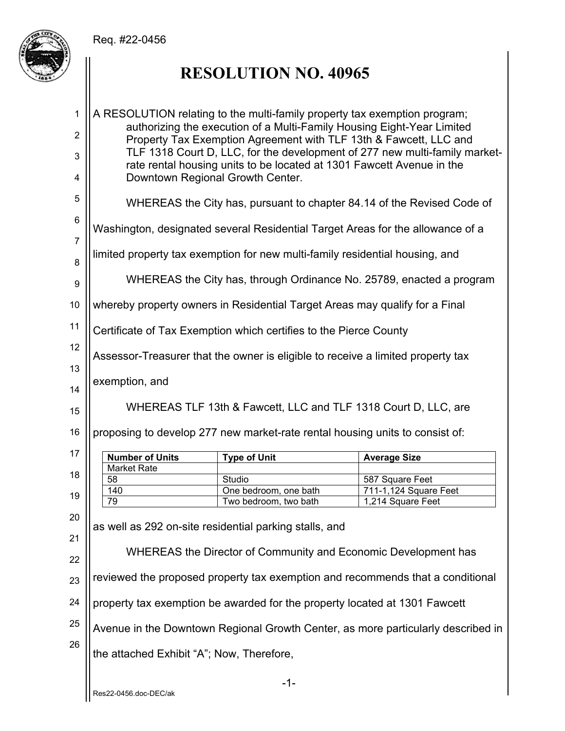Req. #22-0456

# RESOLUTION NO. 40965

A RESOLUTION relating to the multi-family property tax exemption program; authorizing the execution of a Multi-Family Housing Eight-Year Limited Property Tax Exemption Agreement with TLF 13th & Fawcett, LLC and TLF 1318 Court D, LLC, for the development of 277 new multi-family market-rate rental housing units to be located at 1301 Fawcett Avenue in the Downtown Regional Growth Center.

WHEREAS the City has, pursuant to chapter 84.14 of the Revised Code of Washington, designated several Residential Target Areas for the allowance of a limited property tax exemption for new multi-family residential housing, and

WHEREAS the City has, through Ordinance No. 25789, enacted a program whereby property owners in Residential Target Areas may qualify for a Final Certificate of Tax Exemption which certifies to the Pierce County Assessor-Treasurer that the owner is eligible to receive a limited property tax exemption, and

WHEREAS TLF 13th & Fawcett, LLC and TLF 1318 Court D, LLC, are proposing to develop 277 new market-rate rental housing units to consist of:

| Number of Units | Type of Unit | Average Size |
|---|---|---|
| Market Rate | | |
| 58 | Studio | 587 Square Feet |
| 140 | One bedroom, one bath | 711-1,124 Square Feet |
| 79 | Two bedroom, two bath | 1,214 Square Feet |

as well as 292 on-site residential parking stalls, and

WHEREAS the Director of Community and Economic Development has reviewed the proposed property tax exemption and recommends that a conditional property tax exemption be awarded for the property located at 1301 Fawcett Avenue in the Downtown Regional Growth Center, as more particularly described in the attached Exhibit "A"; Now, Therefore,

Res22-0456.doc-DEC/ak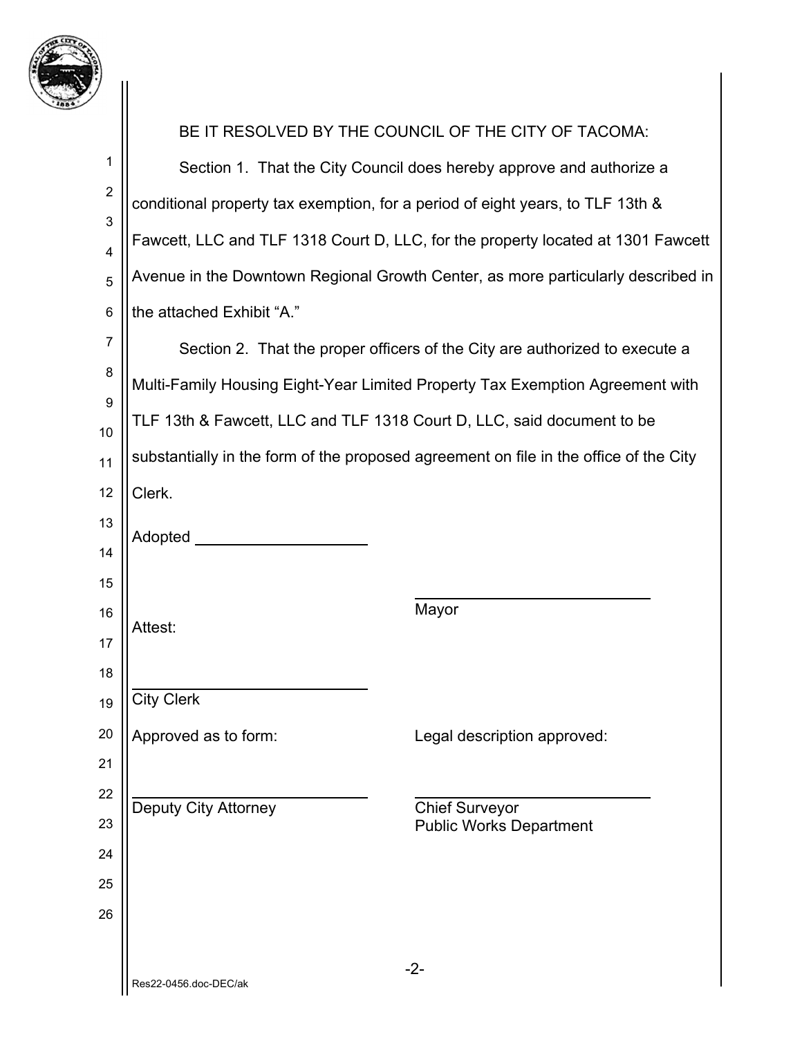BE IT RESOLVED BY THE COUNCIL OF THE CITY OF TACOMA:

Section 1. That the City Council does hereby approve and authorize a conditional property tax exemption, for a period of eight years, to TLF 13th & Fawcett, LLC and TLF 1318 Court D, LLC, for the property located at 1301 Fawcett Avenue in the Downtown Regional Growth Center, as more particularly described in the attached Exhibit "A."

Section 2. That the proper officers of the City are authorized to execute a Multi-Family Housing Eight-Year Limited Property Tax Exemption Agreement with TLF 13th & Fawcett, LLC and TLF 1318 Court D, LLC, said document to be substantially in the form of the proposed agreement on file in the office of the City Clerk.

Adopted ____________________

____________________________
Mayor

Attest:

____________________________
City Clerk

Approved as to form:

____________________________
Deputy City Attorney

Legal description approved:

____________________________
Chief Surveyor
Public Works Department

Res22-0456.doc-DEC/ak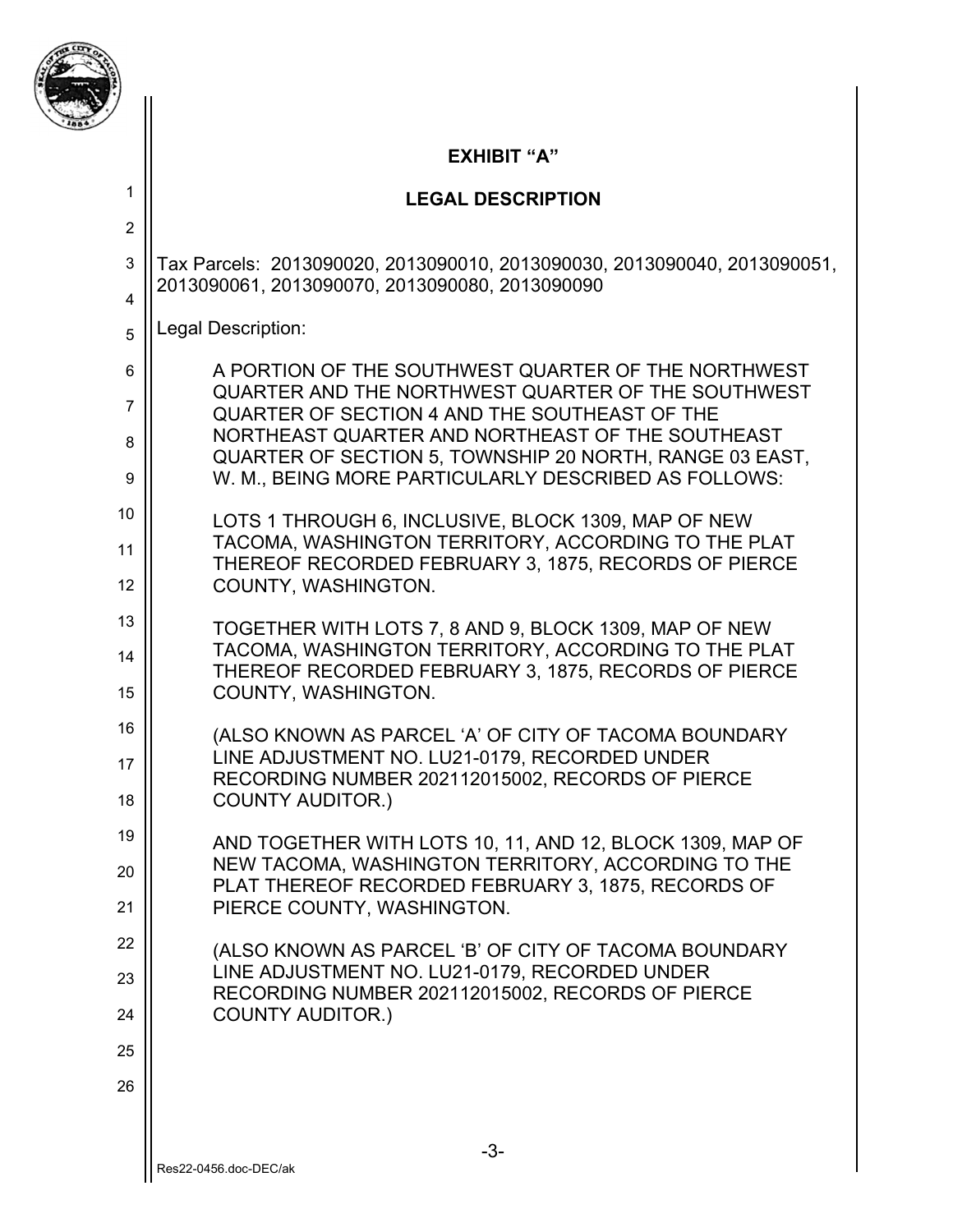# EXHIBIT "A"

## LEGAL DESCRIPTION

Tax Parcels: 2013090020, 2013090010, 2013090030, 2013090040, 2013090051, 2013090061, 2013090070, 2013090080, 2013090090

Legal Description:

A PORTION OF THE SOUTHWEST QUARTER OF THE NORTHWEST QUARTER AND THE NORTHWEST QUARTER OF THE SOUTHWEST QUARTER OF SECTION 4 AND THE SOUTHEAST OF THE NORTHEAST QUARTER AND NORTHEAST OF THE SOUTHEAST QUARTER OF SECTION 5, TOWNSHIP 20 NORTH, RANGE 03 EAST, W. M., BEING MORE PARTICULARLY DESCRIBED AS FOLLOWS:

LOTS 1 THROUGH 6, INCLUSIVE, BLOCK 1309, MAP OF NEW TACOMA, WASHINGTON TERRITORY, ACCORDING TO THE PLAT THEREOF RECORDED FEBRUARY 3, 1875, RECORDS OF PIERCE COUNTY, WASHINGTON.

TOGETHER WITH LOTS 7, 8 AND 9, BLOCK 1309, MAP OF NEW TACOMA, WASHINGTON TERRITORY, ACCORDING TO THE PLAT THEREOF RECORDED FEBRUARY 3, 1875, RECORDS OF PIERCE COUNTY, WASHINGTON.

(ALSO KNOWN AS PARCEL 'A' OF CITY OF TACOMA BOUNDARY LINE ADJUSTMENT NO. LU21-0179, RECORDED UNDER RECORDING NUMBER 202112015002, RECORDS OF PIERCE COUNTY AUDITOR.)

AND TOGETHER WITH LOTS 10, 11, AND 12, BLOCK 1309, MAP OF NEW TACOMA, WASHINGTON TERRITORY, ACCORDING TO THE PLAT THEREOF RECORDED FEBRUARY 3, 1875, RECORDS OF PIERCE COUNTY, WASHINGTON.

(ALSO KNOWN AS PARCEL 'B' OF CITY OF TACOMA BOUNDARY LINE ADJUSTMENT NO. LU21-0179, RECORDED UNDER RECORDING NUMBER 202112015002, RECORDS OF PIERCE COUNTY AUDITOR.)

Res22-0456.doc-DEC/ak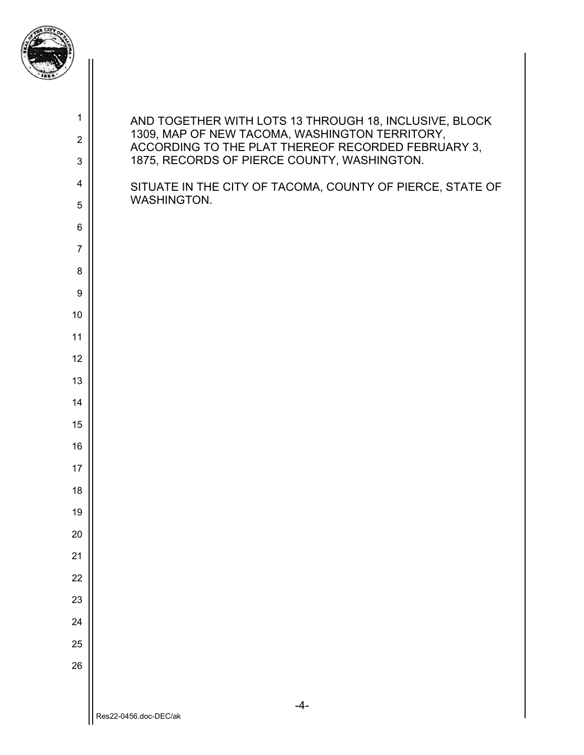AND TOGETHER WITH LOTS 13 THROUGH 18, INCLUSIVE, BLOCK 1309, MAP OF NEW TACOMA, WASHINGTON TERRITORY, ACCORDING TO THE PLAT THEREOF RECORDED FEBRUARY 3, 1875, RECORDS OF PIERCE COUNTY, WASHINGTON.

SITUATE IN THE CITY OF TACOMA, COUNTY OF PIERCE, STATE OF WASHINGTON.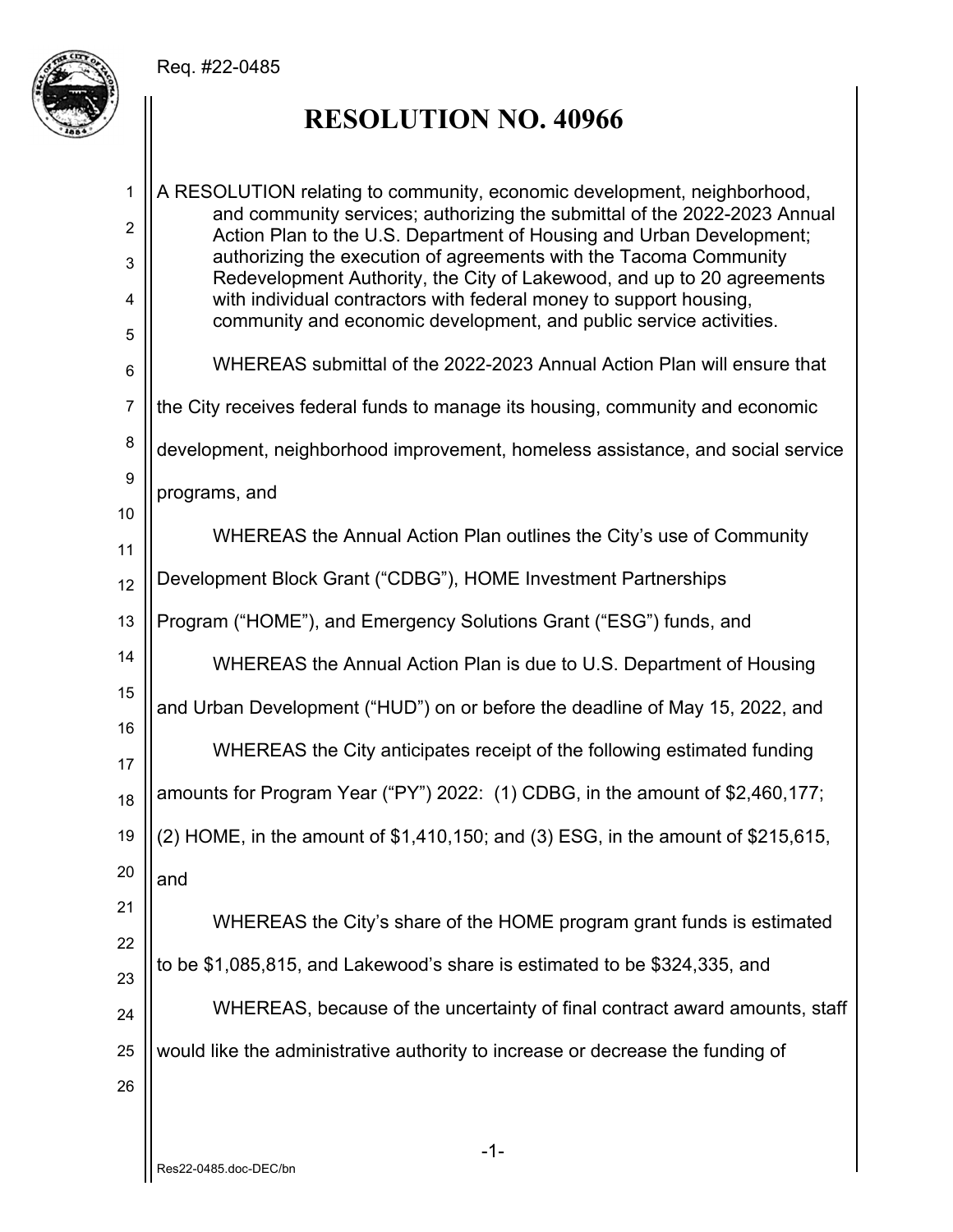Req. #22-0485

# RESOLUTION NO. 40966

A RESOLUTION relating to community, economic development, neighborhood, and community services; authorizing the submittal of the 2022-2023 Annual Action Plan to the U.S. Department of Housing and Urban Development; authorizing the execution of agreements with the Tacoma Community Redevelopment Authority, the City of Lakewood, and up to 20 agreements with individual contractors with federal money to support housing, community and economic development, and public service activities.

WHEREAS submittal of the 2022-2023 Annual Action Plan will ensure that the City receives federal funds to manage its housing, community and economic development, neighborhood improvement, homeless assistance, and social service programs, and

WHEREAS the Annual Action Plan outlines the City's use of Community Development Block Grant ("CDBG"), HOME Investment Partnerships Program ("HOME"), and Emergency Solutions Grant ("ESG") funds, and

WHEREAS the Annual Action Plan is due to U.S. Department of Housing and Urban Development ("HUD") on or before the deadline of May 15, 2022, and

WHEREAS the City anticipates receipt of the following estimated funding amounts for Program Year ("PY") 2022: (1) CDBG, in the amount of $2,460,177; (2) HOME, in the amount of $1,410,150; and (3) ESG, in the amount of $215,615, and

WHEREAS the City's share of the HOME program grant funds is estimated to be $1,085,815, and Lakewood's share is estimated to be $324,335, and

WHEREAS, because of the uncertainty of final contract award amounts, staff would like the administrative authority to increase or decrease the funding of

Res22-0485.doc-DEC/bn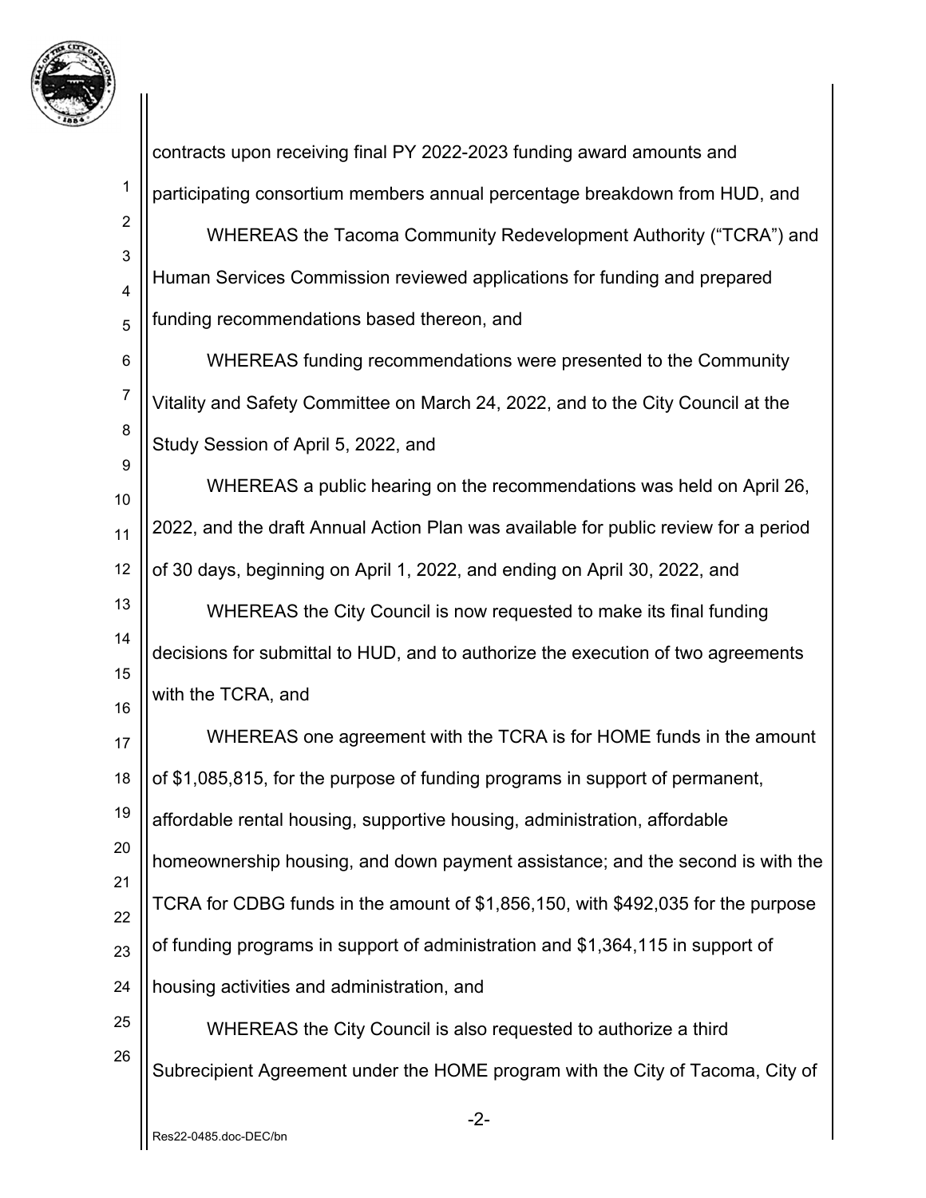contracts upon receiving final PY 2022-2023 funding award amounts and participating consortium members annual percentage breakdown from HUD, and

WHEREAS the Tacoma Community Redevelopment Authority ("TCRA") and Human Services Commission reviewed applications for funding and prepared funding recommendations based thereon, and

WHEREAS funding recommendations were presented to the Community Vitality and Safety Committee on March 24, 2022, and to the City Council at the Study Session of April 5, 2022, and

WHEREAS a public hearing on the recommendations was held on April 26, 2022, and the draft Annual Action Plan was available for public review for a period of 30 days, beginning on April 1, 2022, and ending on April 30, 2022, and

WHEREAS the City Council is now requested to make its final funding decisions for submittal to HUD, and to authorize the execution of two agreements with the TCRA, and

WHEREAS one agreement with the TCRA is for HOME funds in the amount of $1,085,815, for the purpose of funding programs in support of permanent, affordable rental housing, supportive housing, administration, affordable homeownership housing, and down payment assistance; and the second is with the TCRA for CDBG funds in the amount of $1,856,150, with $492,035 for the purpose of funding programs in support of administration and $1,364,115 in support of housing activities and administration, and

WHEREAS the City Council is also requested to authorize a third Subrecipient Agreement under the HOME program with the City of Tacoma, City of

Res22-0485.doc-DEC/bn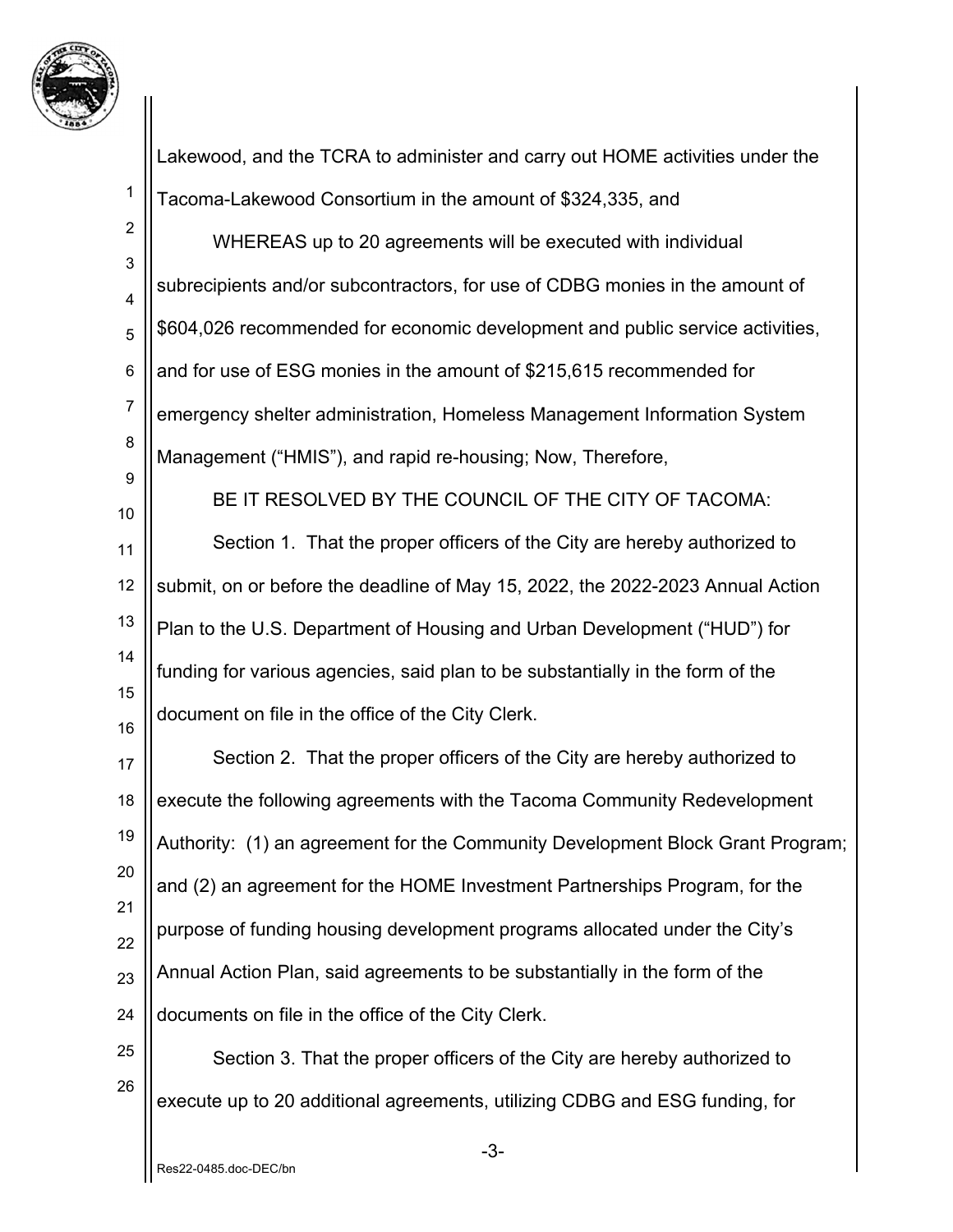Lakewood, and the TCRA to administer and carry out HOME activities under the Tacoma-Lakewood Consortium in the amount of $324,335, and

WHEREAS up to 20 agreements will be executed with individual subrecipients and/or subcontractors, for use of CDBG monies in the amount of $604,026 recommended for economic development and public service activities, and for use of ESG monies in the amount of $215,615 recommended for emergency shelter administration, Homeless Management Information System Management ("HMIS"), and rapid re-housing; Now, Therefore,

BE IT RESOLVED BY THE COUNCIL OF THE CITY OF TACOMA:

Section 1. That the proper officers of the City are hereby authorized to submit, on or before the deadline of May 15, 2022, the 2022-2023 Annual Action Plan to the U.S. Department of Housing and Urban Development ("HUD") for funding for various agencies, said plan to be substantially in the form of the document on file in the office of the City Clerk.

Section 2. That the proper officers of the City are hereby authorized to execute the following agreements with the Tacoma Community Redevelopment Authority: (1) an agreement for the Community Development Block Grant Program; and (2) an agreement for the HOME Investment Partnerships Program, for the purpose of funding housing development programs allocated under the City's Annual Action Plan, said agreements to be substantially in the form of the documents on file in the office of the City Clerk.

Section 3. That the proper officers of the City are hereby authorized to execute up to 20 additional agreements, utilizing CDBG and ESG funding, for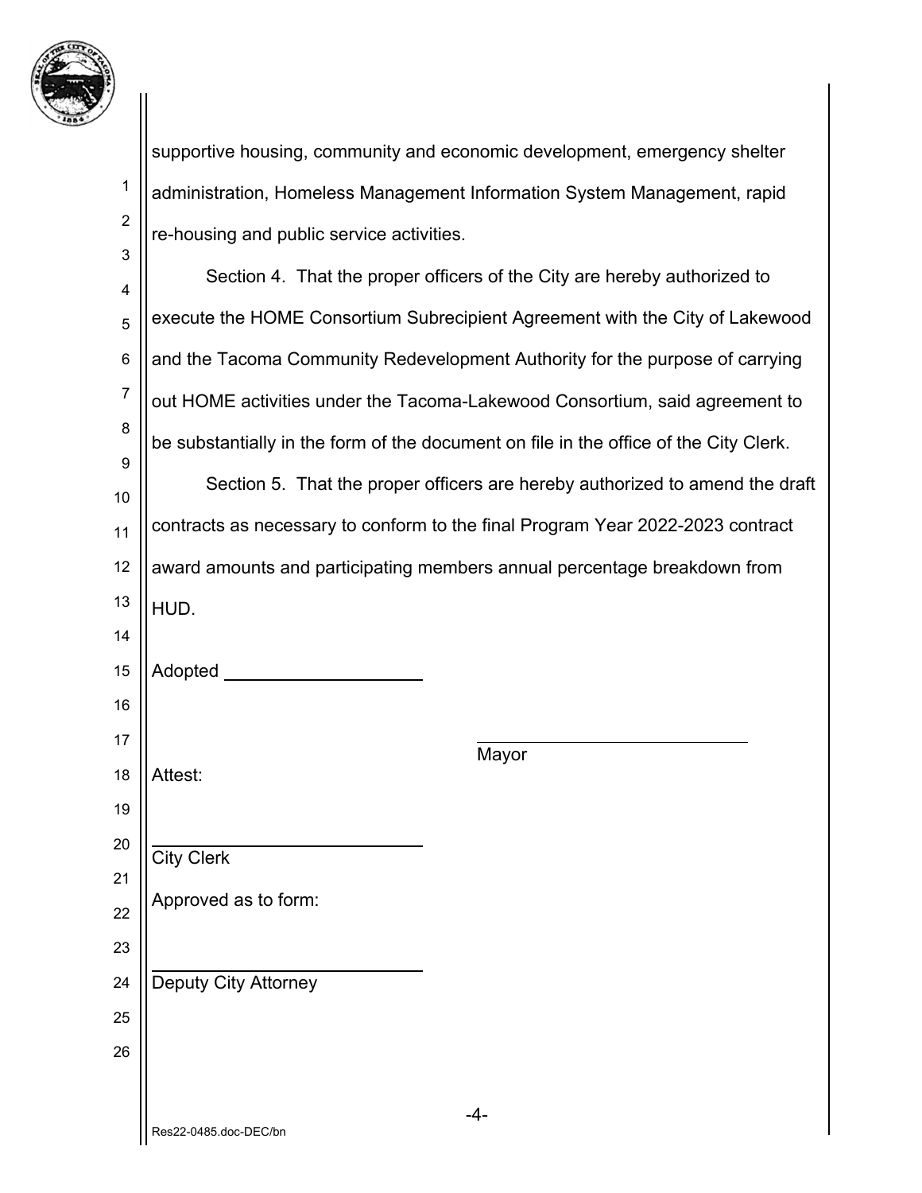supportive housing, community and economic development, emergency shelter administration, Homeless Management Information System Management, rapid re-housing and public service activities.

Section 4. That the proper officers of the City are hereby authorized to execute the HOME Consortium Subrecipient Agreement with the City of Lakewood and the Tacoma Community Redevelopment Authority for the purpose of carrying out HOME activities under the Tacoma-Lakewood Consortium, said agreement to be substantially in the form of the document on file in the office of the City Clerk.

Section 5. That the proper officers are hereby authorized to amend the draft contracts as necessary to conform to the final Program Year 2022-2023 contract award amounts and participating members annual percentage breakdown from HUD.

Adopted ____________________

____________________________
Mayor

Attest:

____________________________
City Clerk

Approved as to form:

____________________________
Deputy City Attorney

Res22-0485.doc-DEC/bn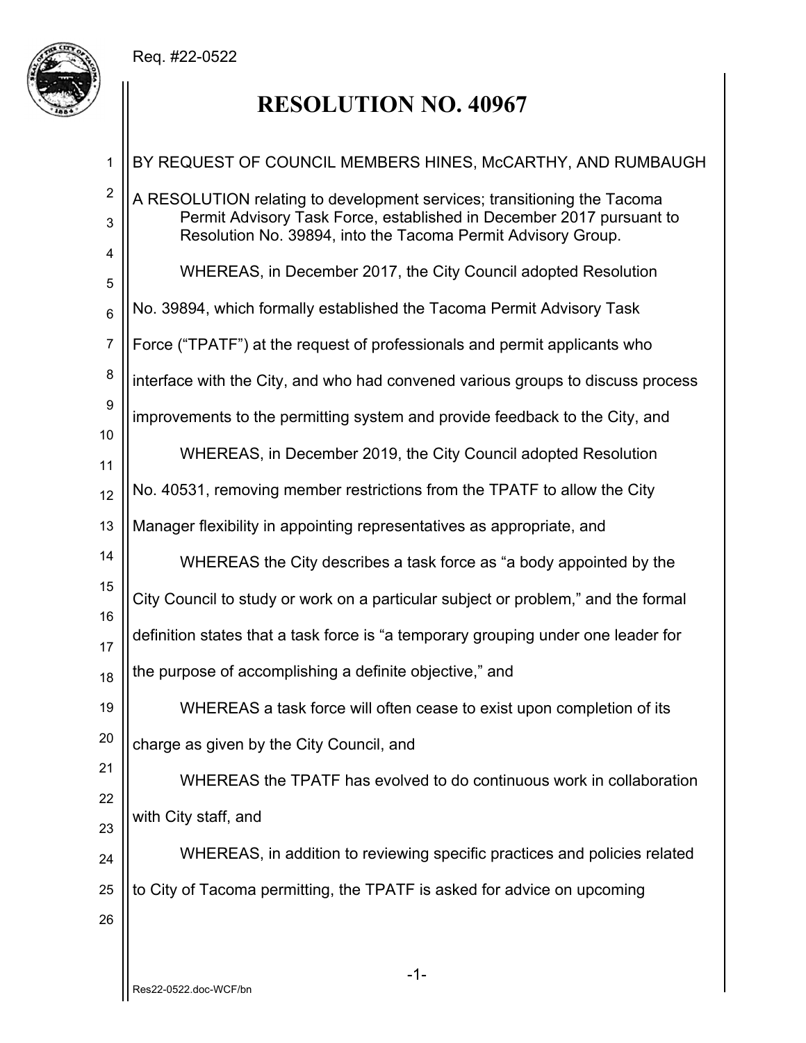Req. #22-0522

# RESOLUTION NO. 40967

BY REQUEST OF COUNCIL MEMBERS HINES, McCARTHY, AND RUMBAUGH

A RESOLUTION relating to development services; transitioning the Tacoma Permit Advisory Task Force, established in December 2017 pursuant to Resolution No. 39894, into the Tacoma Permit Advisory Group.

WHEREAS, in December 2017, the City Council adopted Resolution No. 39894, which formally established the Tacoma Permit Advisory Task Force ("TPATF") at the request of professionals and permit applicants who interface with the City, and who had convened various groups to discuss process improvements to the permitting system and provide feedback to the City, and

WHEREAS, in December 2019, the City Council adopted Resolution No. 40531, removing member restrictions from the TPATF to allow the City Manager flexibility in appointing representatives as appropriate, and

WHEREAS the City describes a task force as "a body appointed by the City Council to study or work on a particular subject or problem," and the formal definition states that a task force is "a temporary grouping under one leader for the purpose of accomplishing a definite objective," and

WHEREAS a task force will often cease to exist upon completion of its charge as given by the City Council, and

WHEREAS the TPATF has evolved to do continuous work in collaboration with City staff, and

WHEREAS, in addition to reviewing specific practices and policies related to City of Tacoma permitting, the TPATF is asked for advice on upcoming

Res22-0522.doc-WCF/bn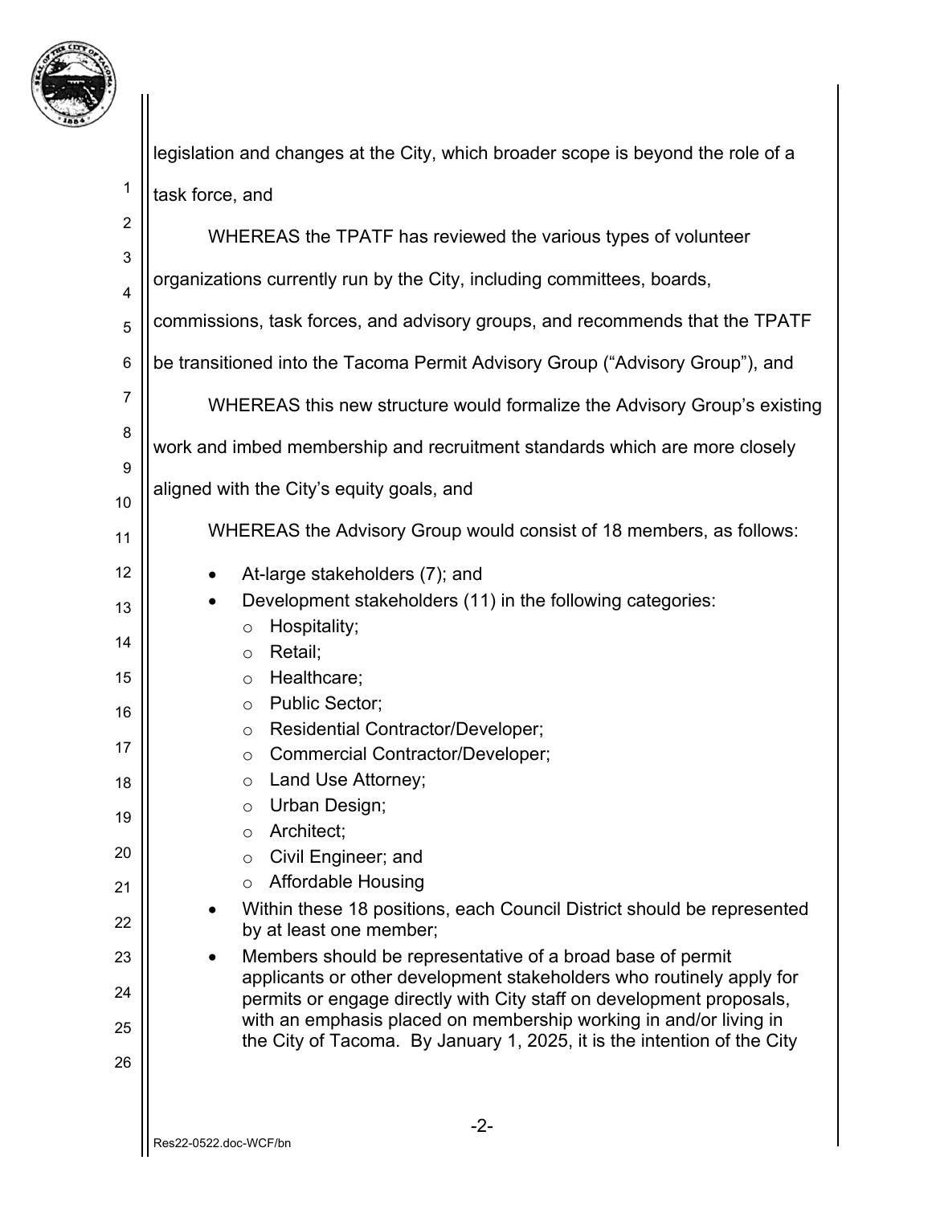legislation and changes at the City, which broader scope is beyond the role of a task force, and

WHEREAS the TPATF has reviewed the various types of volunteer organizations currently run by the City, including committees, boards, commissions, task forces, and advisory groups, and recommends that the TPATF be transitioned into the Tacoma Permit Advisory Group ("Advisory Group"), and

WHEREAS this new structure would formalize the Advisory Group's existing work and imbed membership and recruitment standards which are more closely aligned with the City's equity goals, and

WHEREAS the Advisory Group would consist of 18 members, as follows:

- At-large stakeholders (7); and
- Development stakeholders (11) in the following categories:
  - Hospitality;
  - Retail;
  - Healthcare;
  - Public Sector;
  - Residential Contractor/Developer;
  - Commercial Contractor/Developer;
  - Land Use Attorney;
  - Urban Design;
  - Architect;
  - Civil Engineer; and
  - Affordable Housing
- Within these 18 positions, each Council District should be represented by at least one member;
- Members should be representative of a broad base of permit applicants or other development stakeholders who routinely apply for permits or engage directly with City staff on development proposals, with an emphasis placed on membership working in and/or living in the City of Tacoma. By January 1, 2025, it is the intention of the City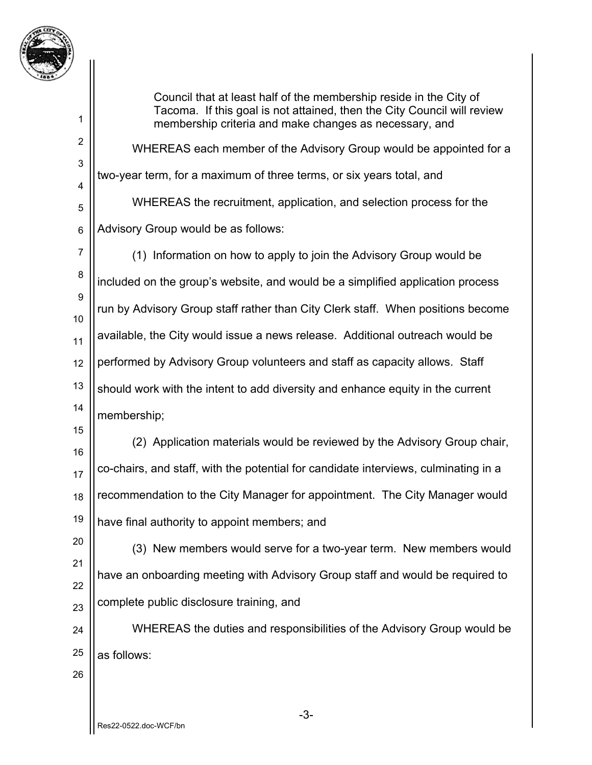Council that at least half of the membership reside in the City of Tacoma. If this goal is not attained, then the City Council will review membership criteria and make changes as necessary, and

WHEREAS each member of the Advisory Group would be appointed for a two-year term, for a maximum of three terms, or six years total, and

WHEREAS the recruitment, application, and selection process for the Advisory Group would be as follows:

(1) Information on how to apply to join the Advisory Group would be included on the group's website, and would be a simplified application process run by Advisory Group staff rather than City Clerk staff. When positions become available, the City would issue a news release. Additional outreach would be performed by Advisory Group volunteers and staff as capacity allows. Staff should work with the intent to add diversity and enhance equity in the current membership;

(2) Application materials would be reviewed by the Advisory Group chair, co-chairs, and staff, with the potential for candidate interviews, culminating in a recommendation to the City Manager for appointment. The City Manager would have final authority to appoint members; and

(3) New members would serve for a two-year term. New members would have an onboarding meeting with Advisory Group staff and would be required to complete public disclosure training, and

WHEREAS the duties and responsibilities of the Advisory Group would be as follows: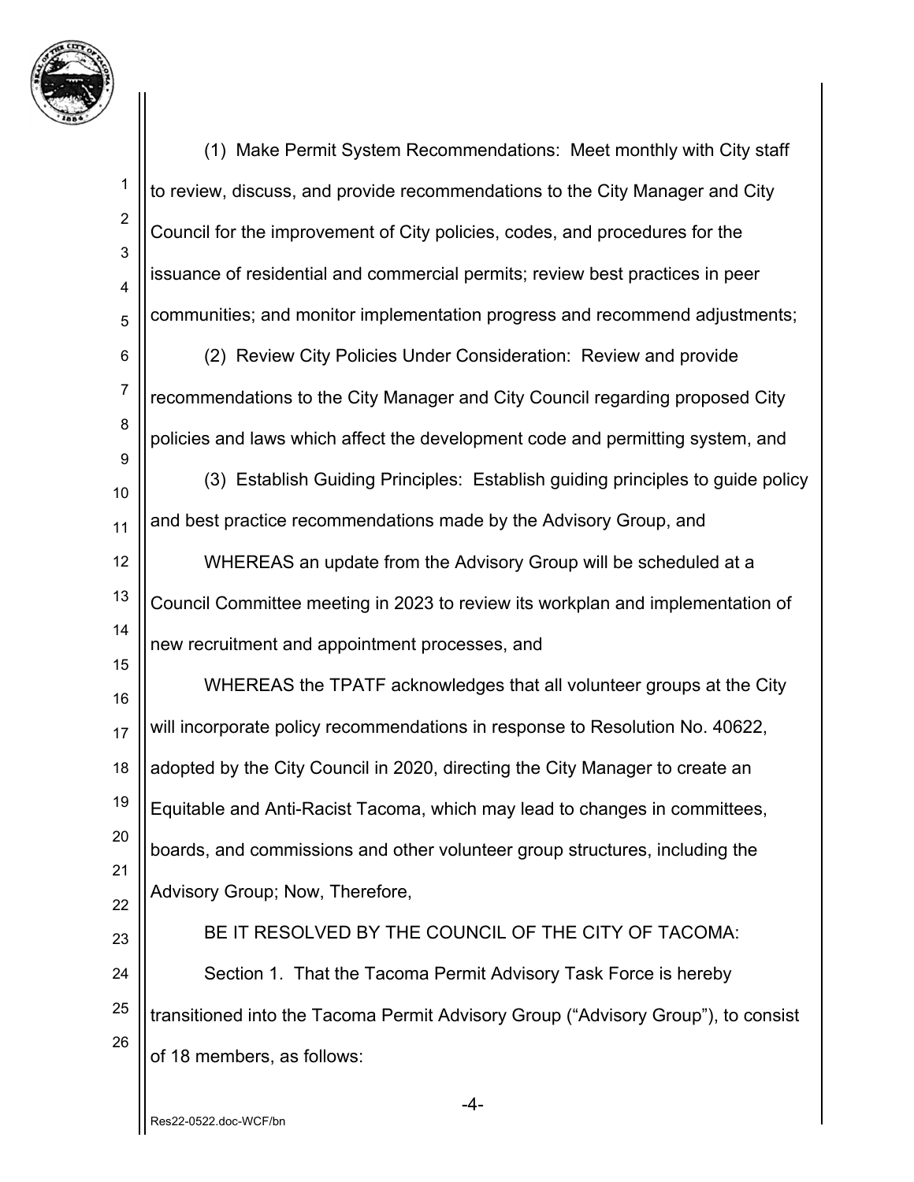(1) Make Permit System Recommendations: Meet monthly with City staff to review, discuss, and provide recommendations to the City Manager and City Council for the improvement of City policies, codes, and procedures for the issuance of residential and commercial permits; review best practices in peer communities; and monitor implementation progress and recommend adjustments;

(2) Review City Policies Under Consideration: Review and provide recommendations to the City Manager and City Council regarding proposed City policies and laws which affect the development code and permitting system, and

(3) Establish Guiding Principles: Establish guiding principles to guide policy and best practice recommendations made by the Advisory Group, and

WHEREAS an update from the Advisory Group will be scheduled at a Council Committee meeting in 2023 to review its workplan and implementation of new recruitment and appointment processes, and

WHEREAS the TPATF acknowledges that all volunteer groups at the City will incorporate policy recommendations in response to Resolution No. 40622, adopted by the City Council in 2020, directing the City Manager to create an Equitable and Anti-Racist Tacoma, which may lead to changes in committees, boards, and commissions and other volunteer group structures, including the Advisory Group; Now, Therefore,

BE IT RESOLVED BY THE COUNCIL OF THE CITY OF TACOMA:

Section 1. That the Tacoma Permit Advisory Task Force is hereby transitioned into the Tacoma Permit Advisory Group ("Advisory Group"), to consist of 18 members, as follows:

Res22-0522.doc-WCF/bn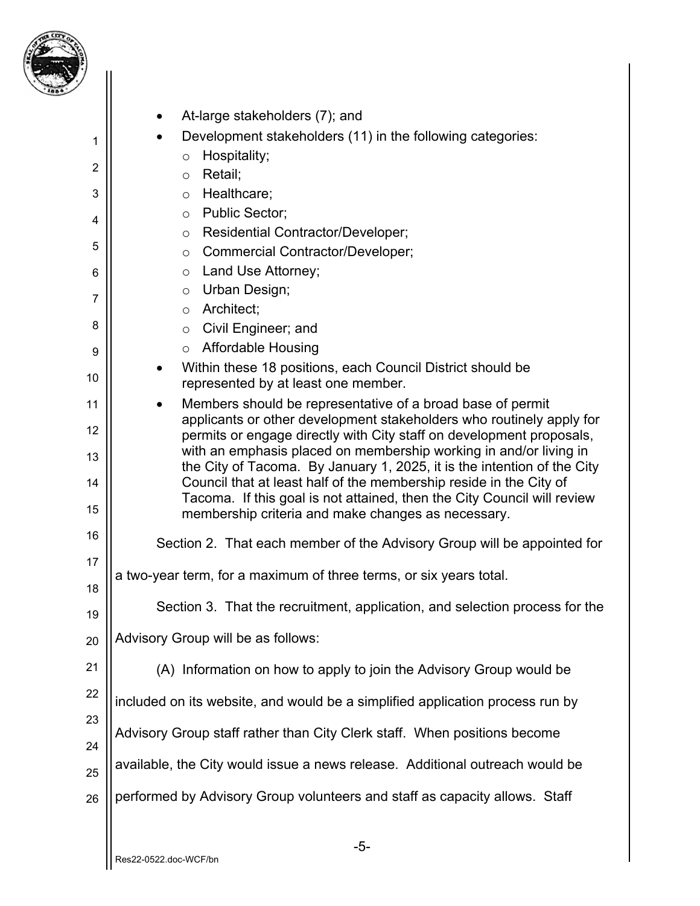- At-large stakeholders (7); and
- Development stakeholders (11) in the following categories:
  - Hospitality;
  - Retail;
  - Healthcare;
  - Public Sector;
  - Residential Contractor/Developer;
  - Commercial Contractor/Developer;
  - Land Use Attorney;
  - Urban Design;
  - Architect;
  - Civil Engineer; and
  - Affordable Housing
- Within these 18 positions, each Council District should be represented by at least one member.
- Members should be representative of a broad base of permit applicants or other development stakeholders who routinely apply for permits or engage directly with City staff on development proposals, with an emphasis placed on membership working in and/or living in the City of Tacoma. By January 1, 2025, it is the intention of the City Council that at least half of the membership reside in the City of Tacoma. If this goal is not attained, then the City Council will review membership criteria and make changes as necessary.

Section 2. That each member of the Advisory Group will be appointed for a two-year term, for a maximum of three terms, or six years total.

Section 3. That the recruitment, application, and selection process for the Advisory Group will be as follows:

(A) Information on how to apply to join the Advisory Group would be included on its website, and would be a simplified application process run by Advisory Group staff rather than City Clerk staff. When positions become available, the City would issue a news release. Additional outreach would be performed by Advisory Group volunteers and staff as capacity allows. Staff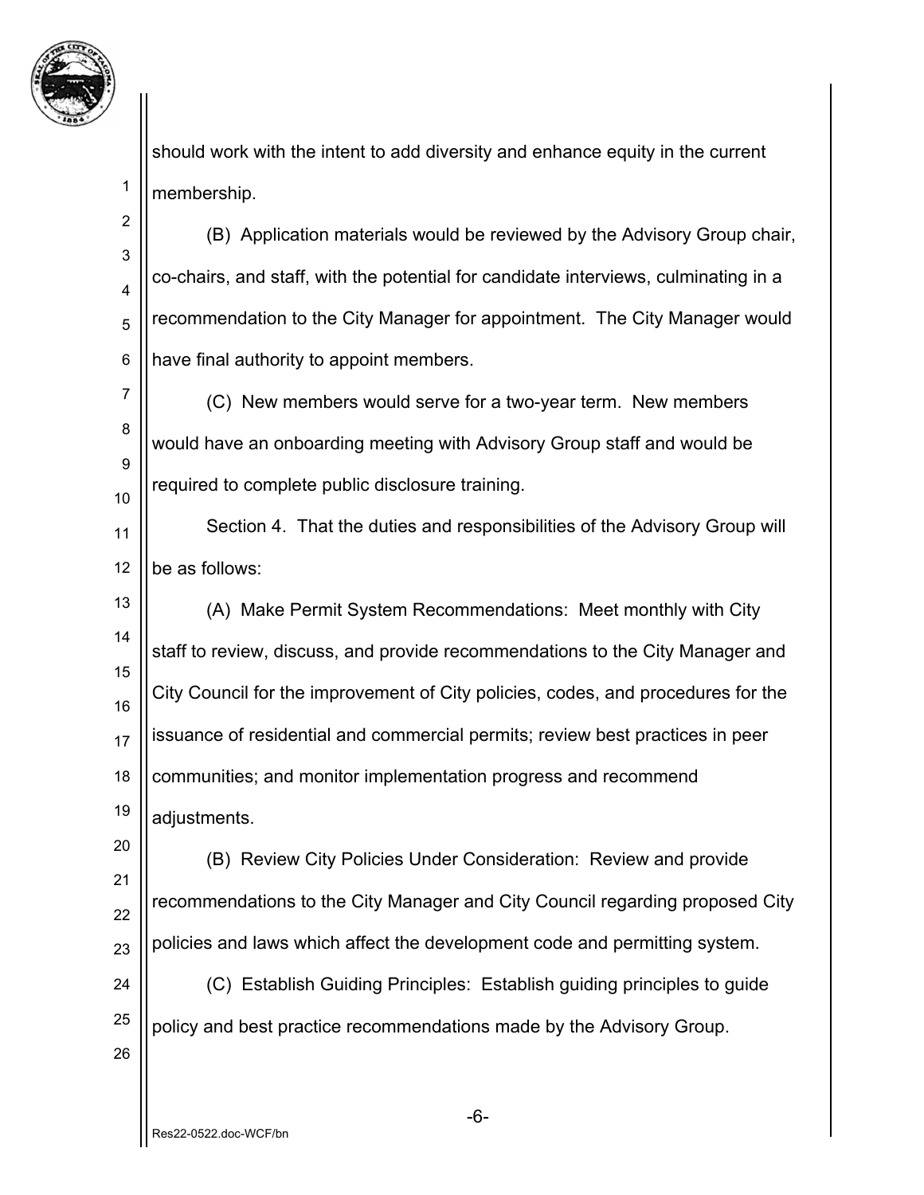should work with the intent to add diversity and enhance equity in the current membership.

(B) Application materials would be reviewed by the Advisory Group chair, co-chairs, and staff, with the potential for candidate interviews, culminating in a recommendation to the City Manager for appointment. The City Manager would have final authority to appoint members.

(C) New members would serve for a two-year term. New members would have an onboarding meeting with Advisory Group staff and would be required to complete public disclosure training.

Section 4. That the duties and responsibilities of the Advisory Group will be as follows:

(A) Make Permit System Recommendations: Meet monthly with City staff to review, discuss, and provide recommendations to the City Manager and City Council for the improvement of City policies, codes, and procedures for the issuance of residential and commercial permits; review best practices in peer communities; and monitor implementation progress and recommend adjustments.

(B) Review City Policies Under Consideration: Review and provide recommendations to the City Manager and City Council regarding proposed City policies and laws which affect the development code and permitting system.

(C) Establish Guiding Principles: Establish guiding principles to guide policy and best practice recommendations made by the Advisory Group.

Res22-0522.doc-WCF/bn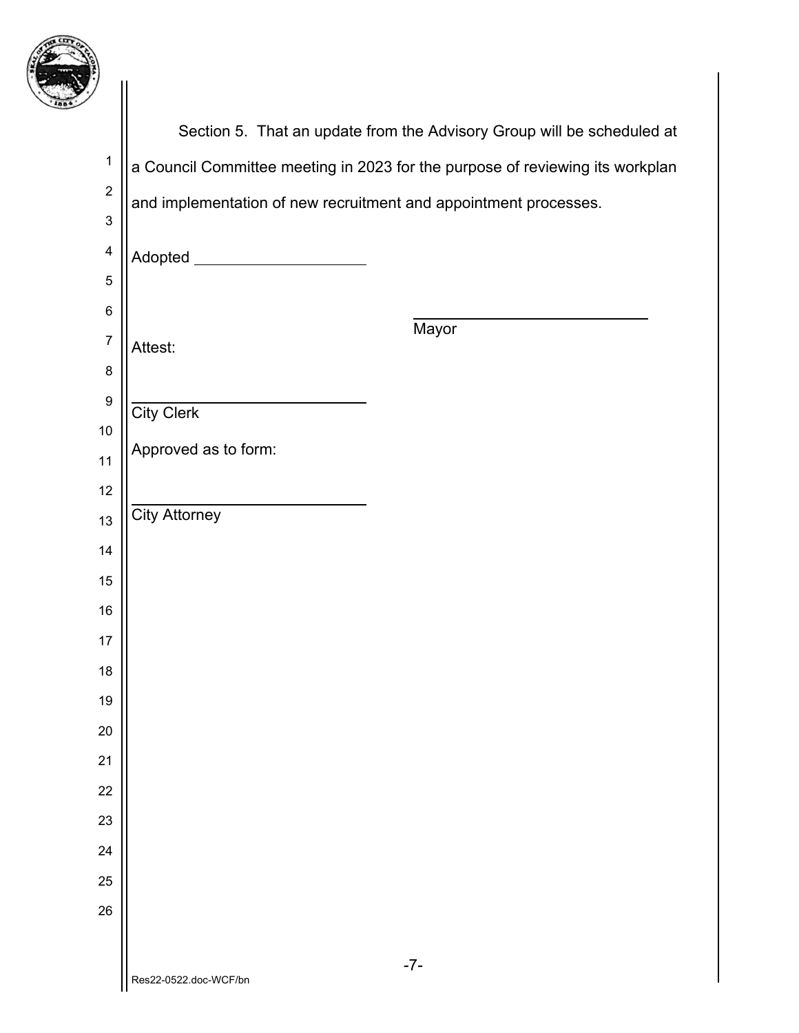Section 5. That an update from the Advisory Group will be scheduled at a Council Committee meeting in 2023 for the purpose of reviewing its workplan and implementation of new recruitment and appointment processes.

Adopted ____________________

____________________________
Mayor

Attest:

____________________________
City Clerk

Approved as to form:

____________________________
City Attorney

Res22-0522.doc-WCF/bn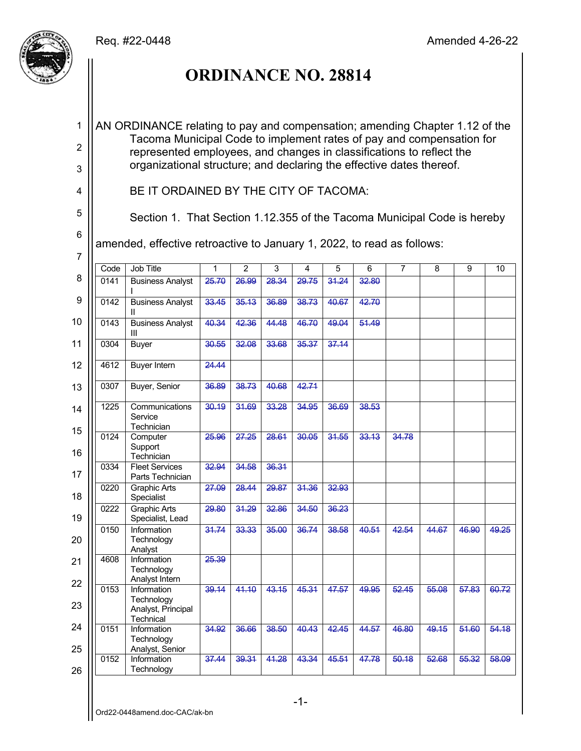Req. #22-0448 Amended 4-26-22

# ORDINANCE NO. 28814

AN ORDINANCE relating to pay and compensation; amending Chapter 1.12 of the Tacoma Municipal Code to implement rates of pay and compensation for represented employees, and changes in classifications to reflect the organizational structure; and declaring the effective dates thereof.

BE IT ORDAINED BY THE CITY OF TACOMA:

Section 1. That Section 1.12.355 of the Tacoma Municipal Code is hereby amended, effective retroactive to January 1, 2022, to read as follows:

| Code | Job Title | 1 | 2 | 3 | 4 | 5 | 6 | 7 | 8 | 9 | 10 |
|---|---|---|---|---|---|---|---|---|---|---|---|
| 0141 | Business Analyst I | ~~25.70~~ | ~~26.99~~ | ~~28.34~~ | ~~29.75~~ | ~~31.24~~ | ~~32.80~~ | | | | |
| 0142 | Business Analyst II | ~~33.45~~ | ~~35.13~~ | ~~36.89~~ | ~~38.73~~ | ~~40.67~~ | ~~42.70~~ | | | | |
| 0143 | Business Analyst III | ~~40.34~~ | ~~42.36~~ | ~~44.48~~ | ~~46.70~~ | ~~49.04~~ | ~~51.49~~ | | | | |
| 0304 | Buyer | ~~30.55~~ | ~~32.08~~ | ~~33.68~~ | ~~35.37~~ | ~~37.14~~ | | | | | |
| 4612 | Buyer Intern | ~~24.44~~ | | | | | | | | | |
| 0307 | Buyer, Senior | ~~36.89~~ | ~~38.73~~ | ~~40.68~~ | ~~42.71~~ | | | | | | |
| 1225 | Communications Service Technician | ~~30.19~~ | ~~31.69~~ | ~~33.28~~ | ~~34.95~~ | ~~36.69~~ | ~~38.53~~ | | | | |
| 0124 | Computer Support Technician | ~~25.96~~ | ~~27.25~~ | ~~28.61~~ | ~~30.05~~ | ~~31.55~~ | ~~33.13~~ | ~~34.78~~ | | | |
| 0334 | Fleet Services Parts Technician | ~~32.94~~ | ~~34.58~~ | ~~36.31~~ | | | | | | | |
| 0220 | Graphic Arts Specialist | ~~27.09~~ | ~~28.44~~ | ~~29.87~~ | ~~31.36~~ | ~~32.93~~ | | | | | |
| 0222 | Graphic Arts Specialist, Lead | ~~29.80~~ | ~~31.29~~ | ~~32.86~~ | ~~34.50~~ | ~~36.23~~ | | | | | |
| 0150 | Information Technology Analyst | ~~31.74~~ | ~~33.33~~ | ~~35.00~~ | ~~36.74~~ | ~~38.58~~ | ~~40.51~~ | ~~42.54~~ | ~~44.67~~ | ~~46.90~~ | ~~49.25~~ |
| 4608 | Information Technology Analyst Intern | ~~25.39~~ | | | | | | | | | |
| 0153 | Information Technology Analyst, Principal Technical | ~~39.14~~ | ~~41.10~~ | ~~43.15~~ | ~~45.31~~ | ~~47.57~~ | ~~49.95~~ | ~~52.45~~ | ~~55.08~~ | ~~57.83~~ | ~~60.72~~ |
| 0151 | Information Technology Analyst, Senior | ~~34.92~~ | ~~36.66~~ | ~~38.50~~ | ~~40.43~~ | ~~42.45~~ | ~~44.57~~ | ~~46.80~~ | ~~49.15~~ | ~~51.60~~ | ~~54.18~~ |
| 0152 | Information Technology | ~~37.44~~ | ~~39.31~~ | ~~41.28~~ | ~~43.34~~ | ~~45.51~~ | ~~47.78~~ | ~~50.18~~ | ~~52.68~~ | ~~55.32~~ | ~~58.09~~ |

Ord22-0448amend.doc-CAC/ak-bn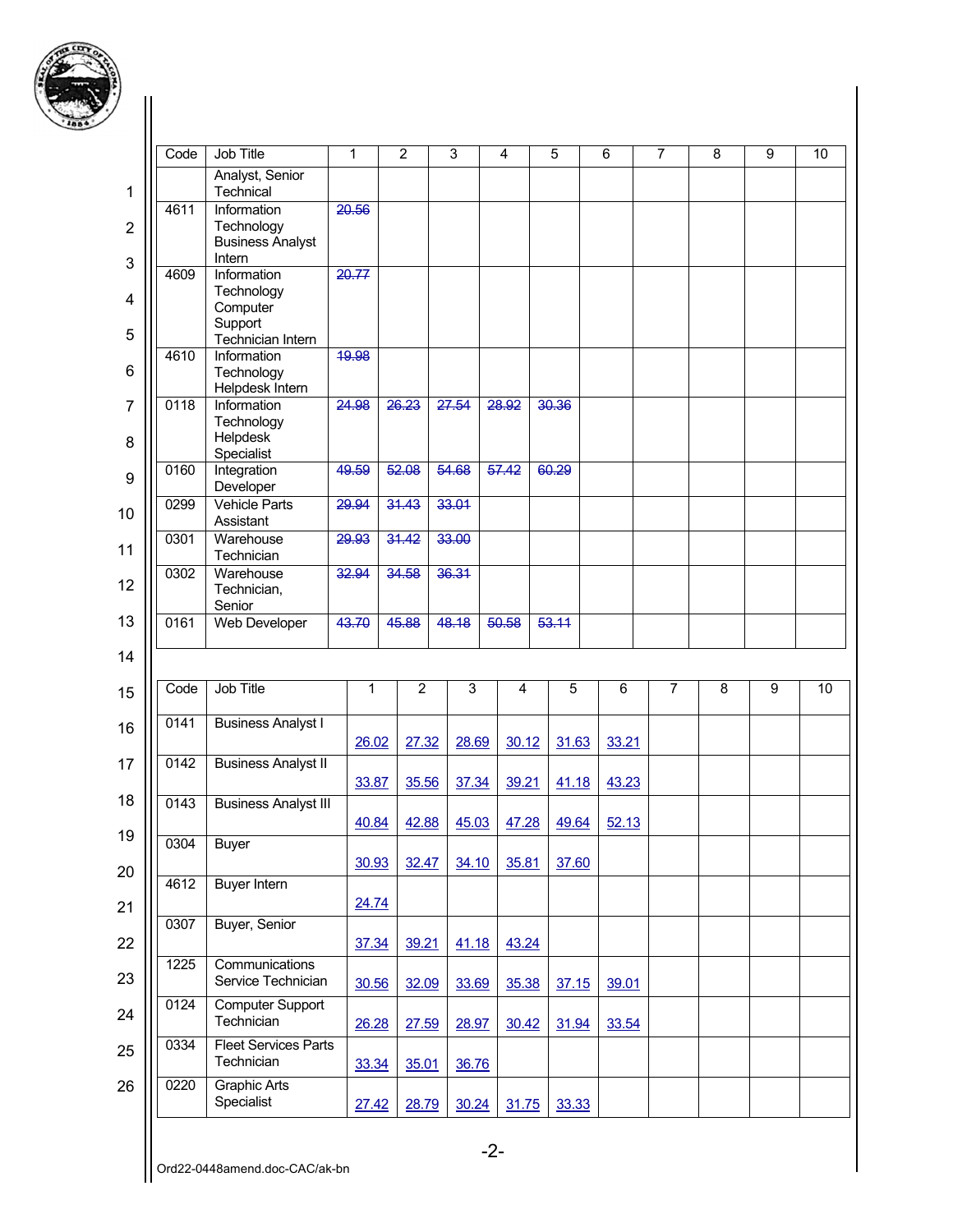| Code | Job Title | 1 | 2 | 3 | 4 | 5 | 6 | 7 | 8 | 9 | 10 |
|---|---|---|---|---|---|---|---|---|---|---|---|
| | Analyst, Senior Technical | | | | | | | | | | |
| 4611 | Information Technology Business Analyst Intern | ~~20.56~~ | | | | | | | | | |
| 4609 | Information Technology Computer Support Technician Intern | ~~20.77~~ | | | | | | | | | |
| 4610 | Information Technology Helpdesk Intern | ~~19.98~~ | | | | | | | | | |
| 0118 | Information Technology Helpdesk Specialist | ~~24.98~~ | ~~26.23~~ | ~~27.54~~ | ~~28.92~~ | ~~30.36~~ | | | | | |
| 0160 | Integration Developer | ~~49.59~~ | ~~52.08~~ | ~~54.68~~ | ~~57.42~~ | ~~60.29~~ | | | | | |
| 0299 | Vehicle Parts Assistant | ~~29.94~~ | ~~31.43~~ | ~~33.01~~ | | | | | | | |
| 0301 | Warehouse Technician | ~~29.93~~ | ~~31.42~~ | ~~33.00~~ | | | | | | | |
| 0302 | Warehouse Technician, Senior | ~~32.94~~ | ~~34.58~~ | ~~36.31~~ | | | | | | | |
| 0161 | Web Developer | ~~43.70~~ | ~~45.88~~ | ~~48.18~~ | ~~50.58~~ | ~~53.11~~ | | | | | |

| Code | Job Title | 1 | 2 | 3 | 4 | 5 | 6 | 7 | 8 | 9 | 10 |
|---|---|---|---|---|---|---|---|---|---|---|---|
| 0141 | Business Analyst I | 26.02 | 27.32 | 28.69 | 30.12 | 31.63 | 33.21 | | | | |
| 0142 | Business Analyst II | 33.87 | 35.56 | 37.34 | 39.21 | 41.18 | 43.23 | | | | |
| 0143 | Business Analyst III | 40.84 | 42.88 | 45.03 | 47.28 | 49.64 | 52.13 | | | | |
| 0304 | Buyer | 30.93 | 32.47 | 34.10 | 35.81 | 37.60 | | | | | |
| 4612 | Buyer Intern | 24.74 | | | | | | | | | |
| 0307 | Buyer, Senior | 37.34 | 39.21 | 41.18 | 43.24 | | | | | | |
| 1225 | Communications Service Technician | 30.56 | 32.09 | 33.69 | 35.38 | 37.15 | 39.01 | | | | |
| 0124 | Computer Support Technician | 26.28 | 27.59 | 28.97 | 30.42 | 31.94 | 33.54 | | | | |
| 0334 | Fleet Services Parts Technician | 33.34 | 35.01 | 36.76 | | | | | | | |
| 0220 | Graphic Arts Specialist | 27.42 | 28.79 | 30.24 | 31.75 | 33.33 | | | | | |

Ord22-0448amend.doc-CAC/ak-bn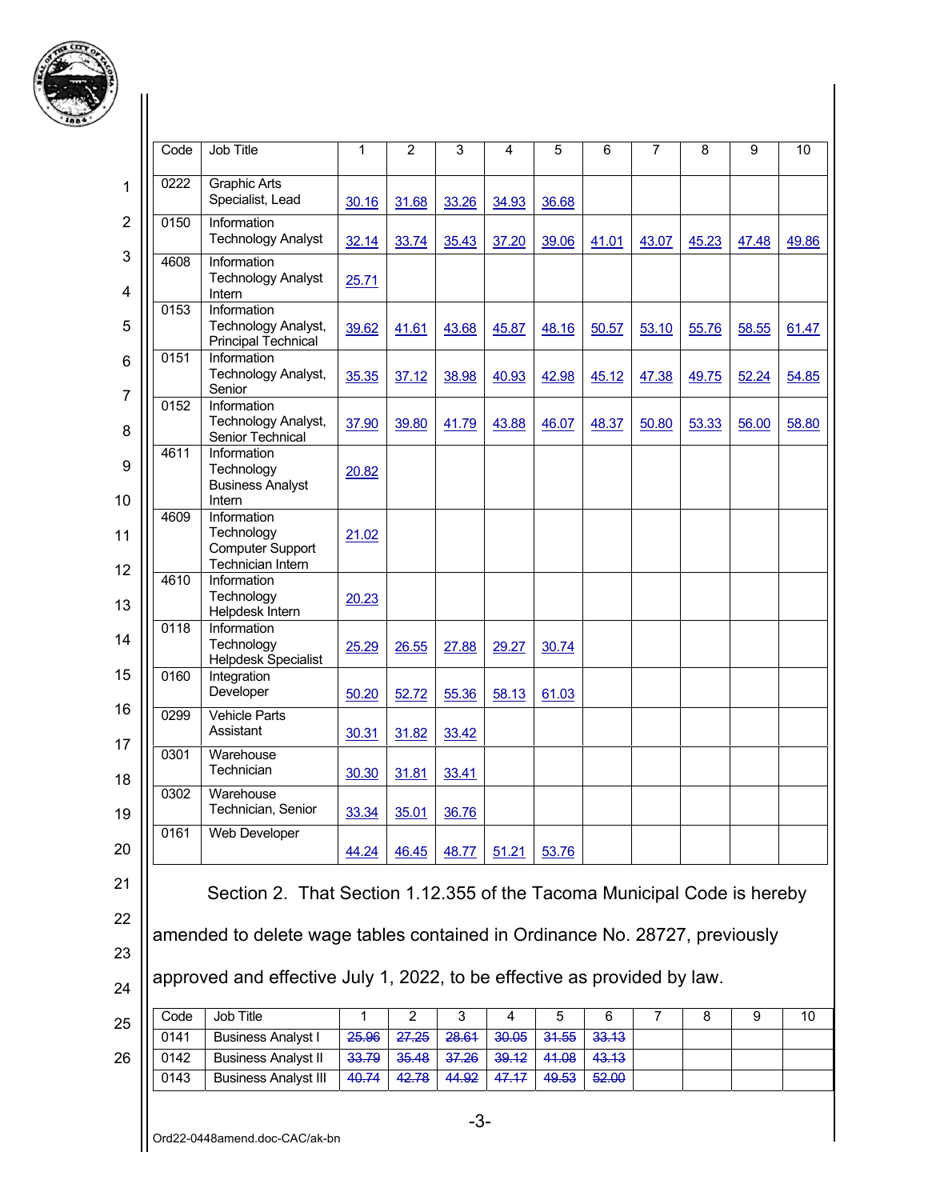| Code | Job Title | 1 | 2 | 3 | 4 | 5 | 6 | 7 | 8 | 9 | 10 |
|---|---|---|---|---|---|---|---|---|---|---|---|
| 0222 | Graphic Arts Specialist, Lead | 30.16 | 31.68 | 33.26 | 34.93 | 36.68 | | | | | |
| 0150 | Information Technology Analyst | 32.14 | 33.74 | 35.43 | 37.20 | 39.06 | 41.01 | 43.07 | 45.23 | 47.48 | 49.86 |
| 4608 | Information Technology Analyst Intern | 25.71 | | | | | | | | | |
| 0153 | Information Technology Analyst, Principal Technical | 39.62 | 41.61 | 43.68 | 45.87 | 48.16 | 50.57 | 53.10 | 55.76 | 58.55 | 61.47 |
| 0151 | Information Technology Analyst, Senior | 35.35 | 37.12 | 38.98 | 40.93 | 42.98 | 45.12 | 47.38 | 49.75 | 52.24 | 54.85 |
| 0152 | Information Technology Analyst, Senior Technical | 37.90 | 39.80 | 41.79 | 43.88 | 46.07 | 48.37 | 50.80 | 53.33 | 56.00 | 58.80 |
| 4611 | Information Technology Business Analyst Intern | 20.82 | | | | | | | | | |
| 4609 | Information Technology Computer Support Technician Intern | 21.02 | | | | | | | | | |
| 4610 | Information Technology Helpdesk Intern | 20.23 | | | | | | | | | |
| 0118 | Information Technology Helpdesk Specialist | 25.29 | 26.55 | 27.88 | 29.27 | 30.74 | | | | | |
| 0160 | Integration Developer | 50.20 | 52.72 | 55.36 | 58.13 | 61.03 | | | | | |
| 0299 | Vehicle Parts Assistant | 30.31 | 31.82 | 33.42 | | | | | | | |
| 0301 | Warehouse Technician | 30.30 | 31.81 | 33.41 | | | | | | | |
| 0302 | Warehouse Technician, Senior | 33.34 | 35.01 | 36.76 | | | | | | | |
| 0161 | Web Developer | 44.24 | 46.45 | 48.77 | 51.21 | 53.76 | | | | | |

Section 2. That Section 1.12.355 of the Tacoma Municipal Code is hereby amended to delete wage tables contained in Ordinance No. 28727, previously approved and effective July 1, 2022, to be effective as provided by law.

| Code | Job Title | 1 | 2 | 3 | 4 | 5 | 6 | 7 | 8 | 9 | 10 |
|---|---|---|---|---|---|---|---|---|---|---|---|
| 0141 | Business Analyst I | ~~25.96~~ | ~~27.25~~ | ~~28.61~~ | ~~30.05~~ | ~~31.55~~ | ~~33.13~~ | | | | |
| 0142 | Business Analyst II | ~~33.79~~ | ~~35.48~~ | ~~37.26~~ | ~~39.12~~ | ~~41.08~~ | ~~43.13~~ | | | | |
| 0143 | Business Analyst III | ~~40.74~~ | ~~42.78~~ | ~~44.92~~ | ~~47.17~~ | ~~49.53~~ | ~~52.00~~ | | | | |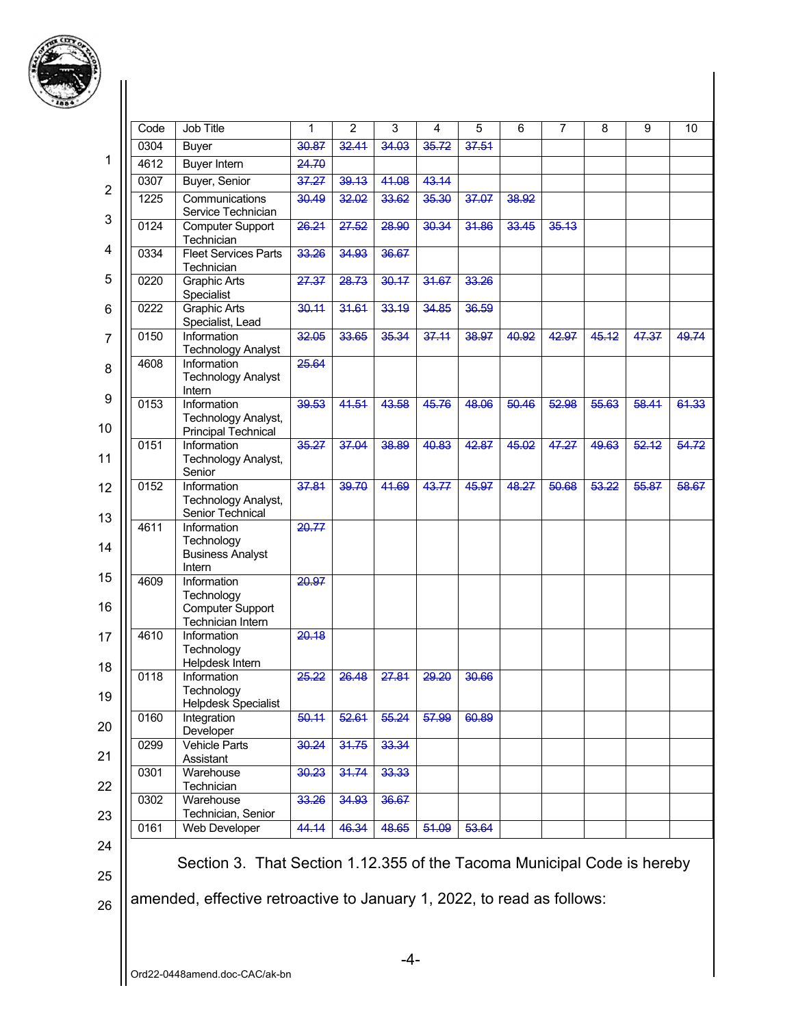| Code | Job Title | 1 | 2 | 3 | 4 | 5 | 6 | 7 | 8 | 9 | 10 |
|---|---|---|---|---|---|---|---|---|---|---|---|
| 0304 | Buyer | ~~30.87~~ | ~~32.41~~ | ~~34.03~~ | ~~35.72~~ | ~~37.51~~ | | | | | |
| 4612 | Buyer Intern | ~~24.70~~ | | | | | | | | | |
| 0307 | Buyer, Senior | ~~37.27~~ | ~~39.13~~ | ~~41.08~~ | ~~43.14~~ | | | | | | |
| 1225 | Communications Service Technician | ~~30.49~~ | ~~32.02~~ | ~~33.62~~ | ~~35.30~~ | ~~37.07~~ | ~~38.92~~ | | | | |
| 0124 | Computer Support Technician | ~~26.21~~ | ~~27.52~~ | ~~28.90~~ | ~~30.34~~ | ~~31.86~~ | ~~33.45~~ | ~~35.13~~ | | | |
| 0334 | Fleet Services Parts Technician | ~~33.26~~ | ~~34.93~~ | ~~36.67~~ | | | | | | | |
| 0220 | Graphic Arts Specialist | ~~27.37~~ | ~~28.73~~ | ~~30.17~~ | ~~31.67~~ | ~~33.26~~ | | | | | |
| 0222 | Graphic Arts Specialist, Lead | ~~30.11~~ | ~~31.61~~ | ~~33.19~~ | ~~34.85~~ | ~~36.59~~ | | | | | |
| 0150 | Information Technology Analyst | ~~32.05~~ | ~~33.65~~ | ~~35.34~~ | ~~37.11~~ | ~~38.97~~ | ~~40.92~~ | ~~42.97~~ | ~~45.12~~ | ~~47.37~~ | ~~49.74~~ |
| 4608 | Information Technology Analyst Intern | ~~25.64~~ | | | | | | | | | |
| 0153 | Information Technology Analyst, Principal Technical | ~~39.53~~ | ~~41.51~~ | ~~43.58~~ | ~~45.76~~ | ~~48.06~~ | ~~50.46~~ | ~~52.98~~ | ~~55.63~~ | ~~58.41~~ | ~~61.33~~ |
| 0151 | Information Technology Analyst, Senior | ~~35.27~~ | ~~37.04~~ | ~~38.89~~ | ~~40.83~~ | ~~42.87~~ | ~~45.02~~ | ~~47.27~~ | ~~49.63~~ | ~~52.12~~ | ~~54.72~~ |
| 0152 | Information Technology Analyst, Senior Technical | ~~37.81~~ | ~~39.70~~ | ~~41.69~~ | ~~43.77~~ | ~~45.97~~ | ~~48.27~~ | ~~50.68~~ | ~~53.22~~ | ~~55.87~~ | ~~58.67~~ |
| 4611 | Information Technology Business Analyst Intern | ~~20.77~~ | | | | | | | | | |
| 4609 | Information Technology Computer Support Technician Intern | ~~20.97~~ | | | | | | | | | |
| 4610 | Information Technology Helpdesk Intern | ~~20.18~~ | | | | | | | | | |
| 0118 | Information Technology Helpdesk Specialist | ~~25.22~~ | ~~26.48~~ | ~~27.81~~ | ~~29.20~~ | ~~30.66~~ | | | | | |
| 0160 | Integration Developer | ~~50.11~~ | ~~52.61~~ | ~~55.24~~ | ~~57.99~~ | ~~60.89~~ | | | | | |
| 0299 | Vehicle Parts Assistant | ~~30.24~~ | ~~31.75~~ | ~~33.34~~ | | | | | | | |
| 0301 | Warehouse Technician | ~~30.23~~ | ~~31.74~~ | ~~33.33~~ | | | | | | | |
| 0302 | Warehouse Technician, Senior | ~~33.26~~ | ~~34.93~~ | ~~36.67~~ | | | | | | | |
| 0161 | Web Developer | ~~44.14~~ | ~~46.34~~ | ~~48.65~~ | ~~51.09~~ | ~~53.64~~ | | | | | |

Section 3. That Section 1.12.355 of the Tacoma Municipal Code is hereby amended, effective retroactive to January 1, 2022, to read as follows:

Ord22-0448amend.doc-CAC/ak-bn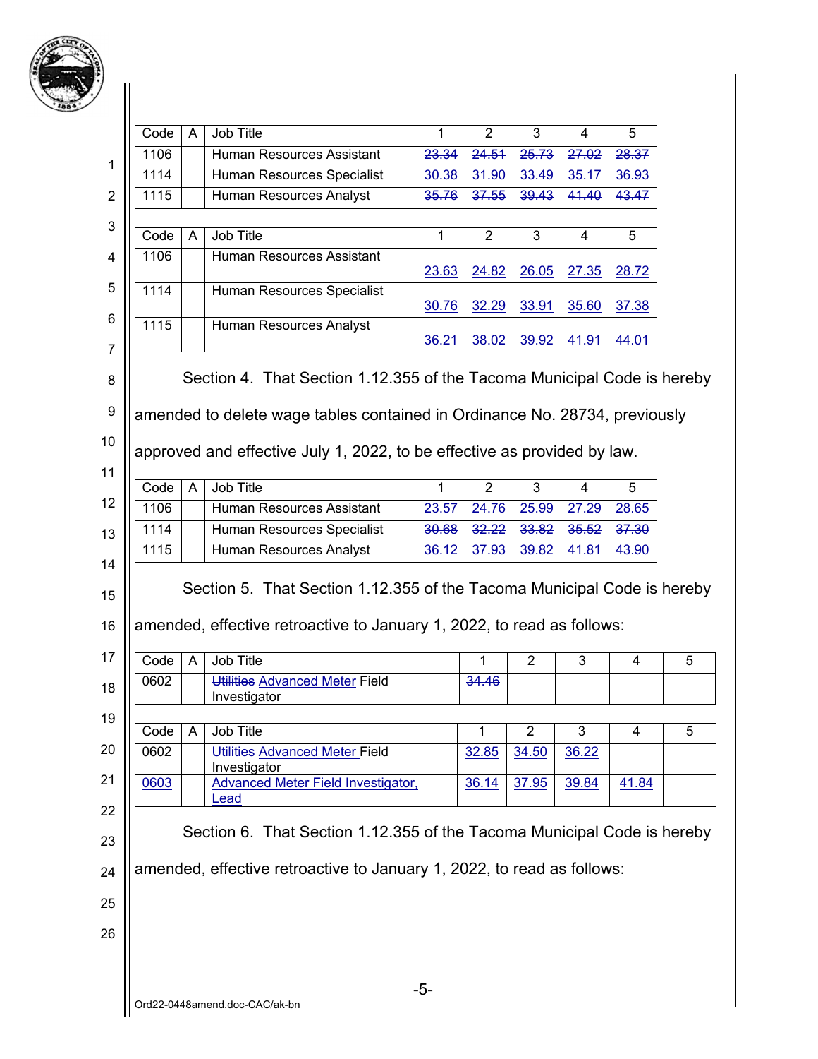| Code | A | Job Title | 1 | 2 | 3 | 4 | 5 |
|---|---|---|---|---|---|---|---|
| 1106 | | Human Resources Assistant | ~~23.34~~ | ~~24.51~~ | ~~25.73~~ | ~~27.02~~ | ~~28.37~~ |
| 1114 | | Human Resources Specialist | ~~30.38~~ | ~~31.90~~ | ~~33.49~~ | ~~35.17~~ | ~~36.93~~ |
| 1115 | | Human Resources Analyst | ~~35.76~~ | ~~37.55~~ | ~~39.43~~ | ~~41.40~~ | ~~43.47~~ |

| Code | A | Job Title | 1 | 2 | 3 | 4 | 5 |
|---|---|---|---|---|---|---|---|
| 1106 | | Human Resources Assistant | 23.63 | 24.82 | 26.05 | 27.35 | 28.72 |
| 1114 | | Human Resources Specialist | 30.76 | 32.29 | 33.91 | 35.60 | 37.38 |
| 1115 | | Human Resources Analyst | 36.21 | 38.02 | 39.92 | 41.91 | 44.01 |

Section 4. That Section 1.12.355 of the Tacoma Municipal Code is hereby amended to delete wage tables contained in Ordinance No. 28734, previously approved and effective July 1, 2022, to be effective as provided by law.

| Code | A | Job Title | 1 | 2 | 3 | 4 | 5 |
|---|---|---|---|---|---|---|---|
| 1106 | | Human Resources Assistant | ~~23.57~~ | ~~24.76~~ | ~~25.99~~ | ~~27.29~~ | ~~28.65~~ |
| 1114 | | Human Resources Specialist | ~~30.68~~ | ~~32.22~~ | ~~33.82~~ | ~~35.52~~ | ~~37.30~~ |
| 1115 | | Human Resources Analyst | ~~36.12~~ | ~~37.93~~ | ~~39.82~~ | ~~41.81~~ | ~~43.90~~ |

Section 5. That Section 1.12.355 of the Tacoma Municipal Code is hereby amended, effective retroactive to January 1, 2022, to read as follows:

| Code | A | Job Title | 1 | 2 | 3 | 4 | 5 |
|---|---|---|---|---|---|---|---|
| 0602 | | ~~Utilities~~ Advanced Meter Field Investigator | ~~34.46~~ | | | | |

| Code | A | Job Title | 1 | 2 | 3 | 4 | 5 |
|---|---|---|---|---|---|---|---|
| 0602 | | ~~Utilities~~ Advanced Meter Field Investigator | 32.85 | 34.50 | 36.22 | | |
| 0603 | | Advanced Meter Field Investigator, Lead | 36.14 | 37.95 | 39.84 | 41.84 | |

Section 6. That Section 1.12.355 of the Tacoma Municipal Code is hereby amended, effective retroactive to January 1, 2022, to read as follows: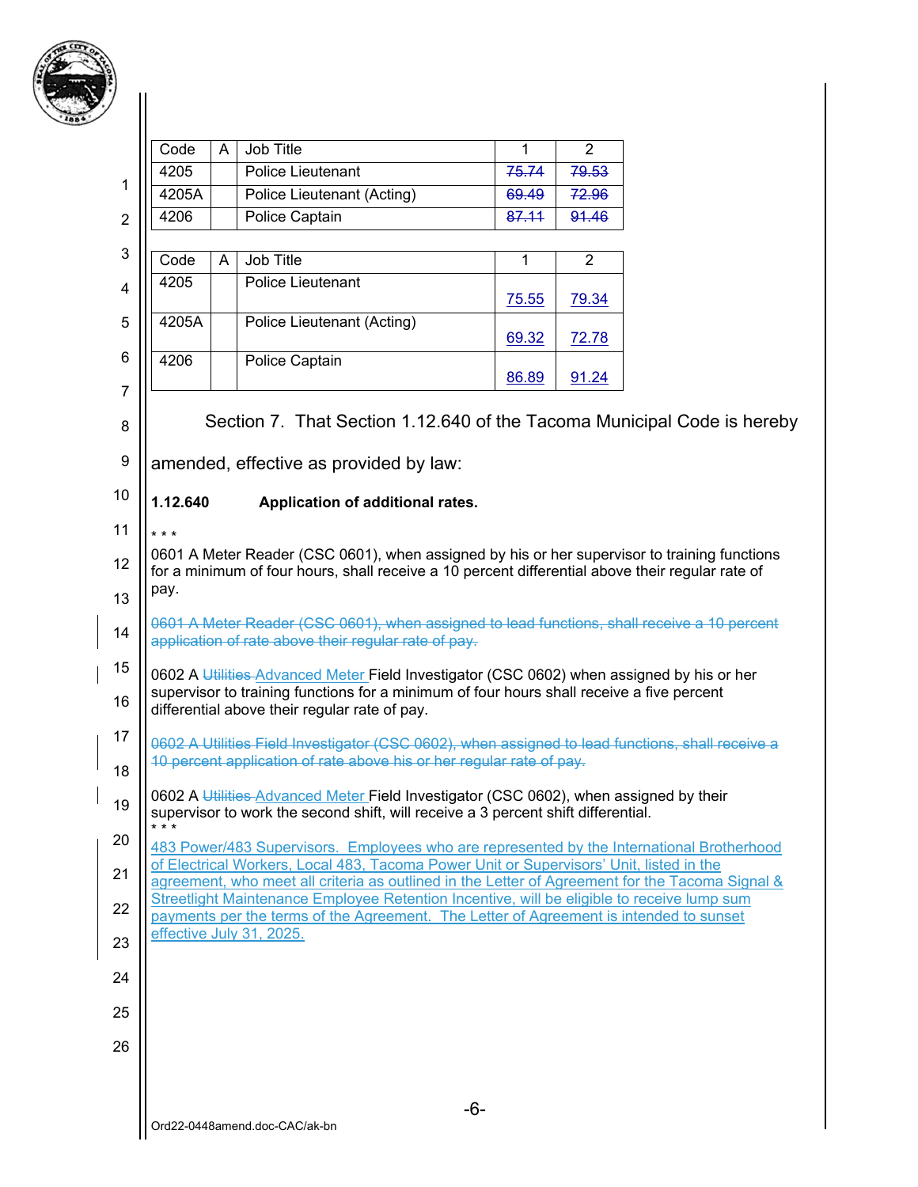| Code | A | Job Title | 1 | 2 |
|---|---|---|---|---|
| 4205 | | Police Lieutenant | ~~75.74~~ | ~~79.53~~ |
| 4205A | | Police Lieutenant (Acting) | ~~69.49~~ | ~~72.96~~ |
| 4206 | | Police Captain | ~~87.11~~ | ~~91.46~~ |

| Code | A | Job Title | 1 | 2 |
|---|---|---|---|---|
| 4205 | | Police Lieutenant | 75.55 | 79.34 |
| 4205A | | Police Lieutenant (Acting) | 69.32 | 72.78 |
| 4206 | | Police Captain | 86.89 | 91.24 |

Section 7. That Section 1.12.640 of the Tacoma Municipal Code is hereby amended, effective as provided by law:

**1.12.640 Application of additional rates.**

\* \* \*

0601 A Meter Reader (CSC 0601), when assigned by his or her supervisor to training functions for a minimum of four hours, shall receive a 10 percent differential above their regular rate of pay.

~~0601 A Meter Reader (CSC 0601), when assigned to lead functions, shall receive a 10 percent application of rate above their regular rate of pay.~~

0602 A ~~Utilities~~ Advanced Meter Field Investigator (CSC 0602) when assigned by his or her supervisor to training functions for a minimum of four hours shall receive a five percent differential above their regular rate of pay.

~~0602 A Utilities Field Investigator (CSC 0602), when assigned to lead functions, shall receive a 10 percent application of rate above his or her regular rate of pay.~~

0602 A ~~Utilities~~ Advanced Meter Field Investigator (CSC 0602), when assigned by their supervisor to work the second shift, will receive a 3 percent shift differential.

\* \* \*

483 Power/483 Supervisors. Employees who are represented by the International Brotherhood of Electrical Workers, Local 483, Tacoma Power Unit or Supervisors' Unit, listed in the agreement, who meet all criteria as outlined in the Letter of Agreement for the Tacoma Signal & Streetlight Maintenance Employee Retention Incentive, will be eligible to receive lump sum payments per the terms of the Agreement. The Letter of Agreement is intended to sunset effective July 31, 2025.

Ord22-0448amend.doc-CAC/ak-bn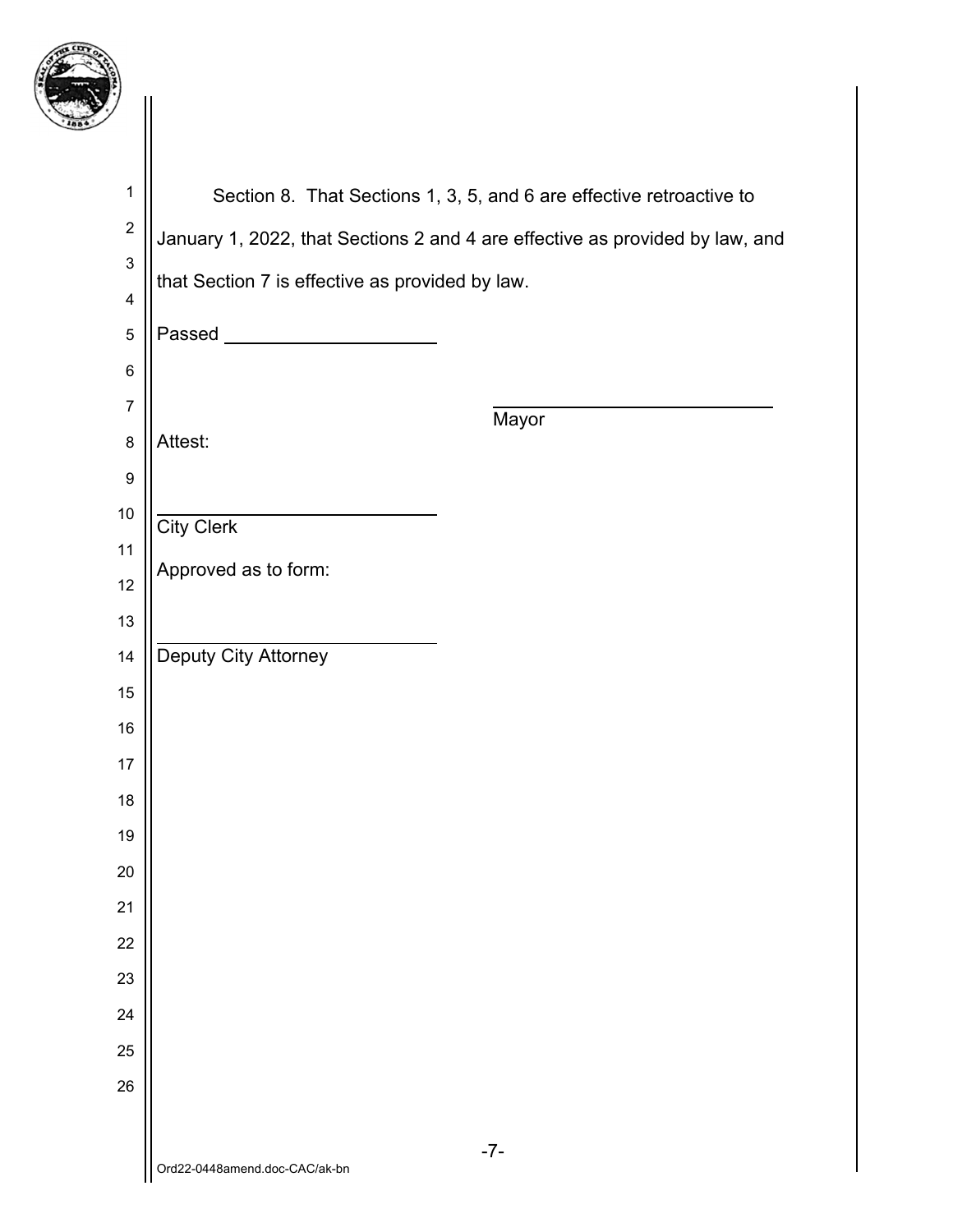Section 8. That Sections 1, 3, 5, and 6 are effective retroactive to January 1, 2022, that Sections 2 and 4 are effective as provided by law, and that Section 7 is effective as provided by law.

Passed ____________________

____________________
Mayor

Attest:

____________________
City Clerk

Approved as to form:

____________________
Deputy City Attorney

Ord22-0448amend.doc-CAC/ak-bn